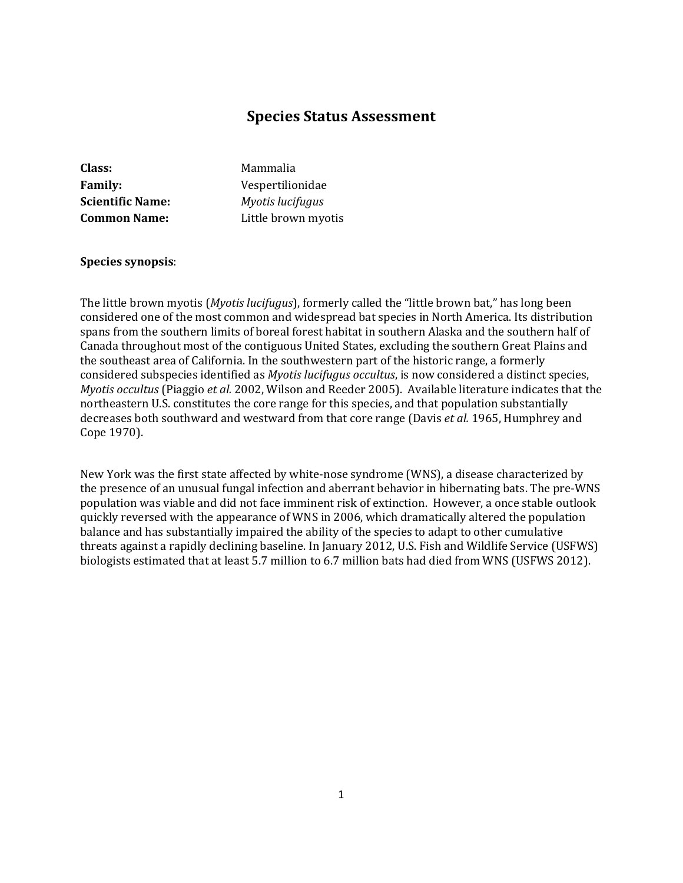# Species Status Assessment

| | |
|---|---|
| **Class:** | Mammalia |
| **Family:** | Vespertilionidae |
| **Scientific Name:** | *Myotis lucifugus* |
| **Common Name:** | Little brown myotis |

**Species synopsis**:

The little brown myotis (*Myotis lucifugus*), formerly called the "little brown bat," has long been considered one of the most common and widespread bat species in North America. Its distribution spans from the southern limits of boreal forest habitat in southern Alaska and the southern half of Canada throughout most of the contiguous United States, excluding the southern Great Plains and the southeast area of California. In the southwestern part of the historic range, a formerly considered subspecies identified as *Myotis lucifugus occultus*, is now considered a distinct species, *Myotis occultus* (Piaggio *et al.* 2002, Wilson and Reeder 2005). Available literature indicates that the northeastern U.S. constitutes the core range for this species, and that population substantially decreases both southward and westward from that core range (Davis *et al.* 1965, Humphrey and Cope 1970).

New York was the first state affected by white-nose syndrome (WNS), a disease characterized by the presence of an unusual fungal infection and aberrant behavior in hibernating bats. The pre-WNS population was viable and did not face imminent risk of extinction. However, a once stable outlook quickly reversed with the appearance of WNS in 2006, which dramatically altered the population balance and has substantially impaired the ability of the species to adapt to other cumulative threats against a rapidly declining baseline. In January 2012, U.S. Fish and Wildlife Service (USFWS) biologists estimated that at least 5.7 million to 6.7 million bats had died from WNS (USFWS 2012).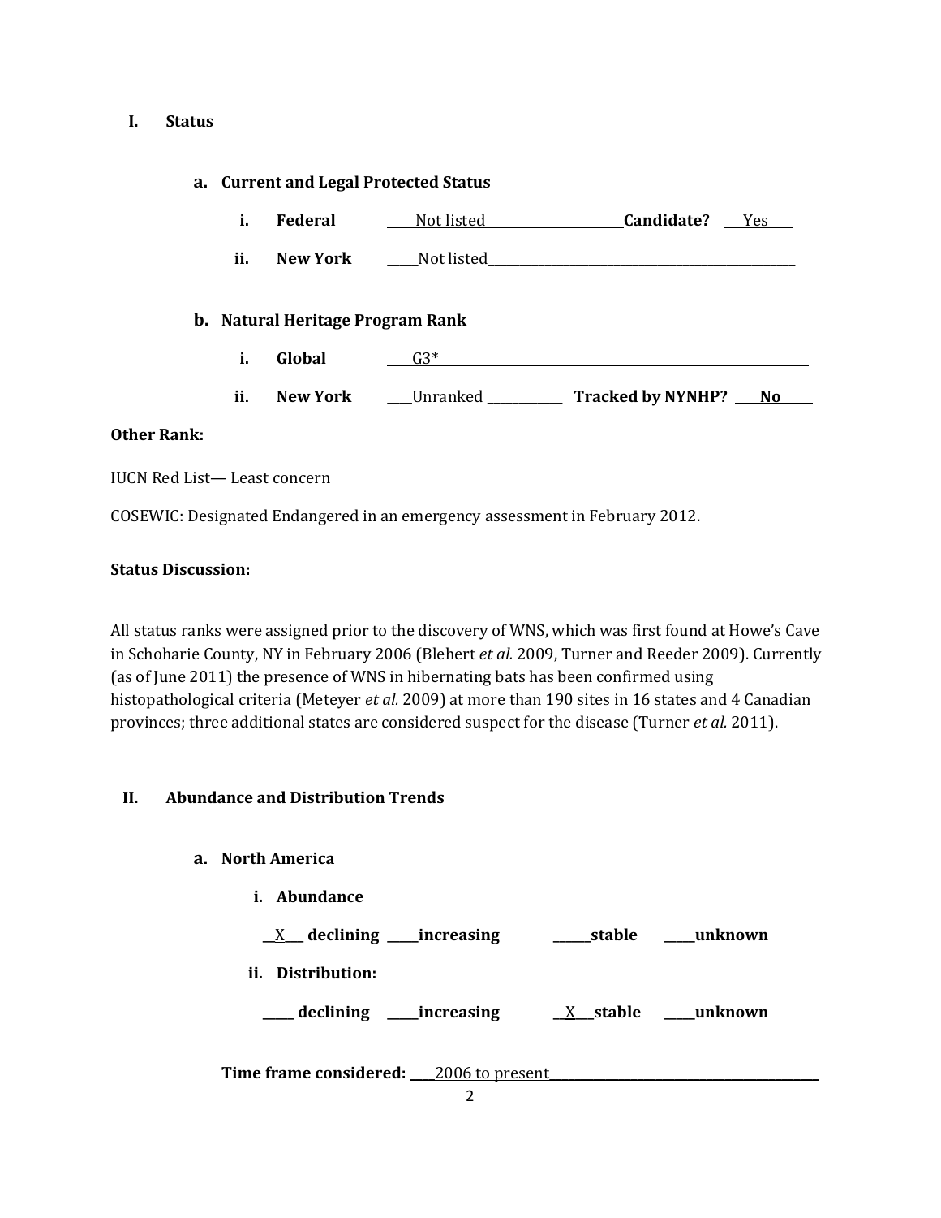## I. Status

### a. Current and Legal Protected Status

i. **Federal** ____Not listed____________________**Candidate?** ___Yes____

ii. **New York** _____Not listed_______________________________________________

### b. Natural Heritage Program Rank

i. **Global** ____G3*_________________________________________________________

ii. **New York** ____Unranked ___________ **Tracked by NYNHP?** ____No_____

**Other Rank:**

IUCN Red List— Least concern

COSEWIC: Designated Endangered in an emergency assessment in February 2012.

**Status Discussion:**

All status ranks were assigned prior to the discovery of WNS, which was first found at Howe's Cave in Schoharie County, NY in February 2006 (Blehert *et al.* 2009, Turner and Reeder 2009). Currently (as of June 2011) the presence of WNS in hibernating bats has been confirmed using histopathological criteria (Meteyer *et al.* 2009) at more than 190 sites in 16 states and 4 Canadian provinces; three additional states are considered suspect for the disease (Turner *et al.* 2011).

## II. Abundance and Distribution Trends

### a. North America

i. **Abundance**

__X___ **declining** _____**increasing** ______**stable** _____**unknown**

ii. **Distribution:**

_____ **declining** _____**increasing** __X___**stable** _____**unknown**

**Time frame considered:** ____2006 to present_________________________________________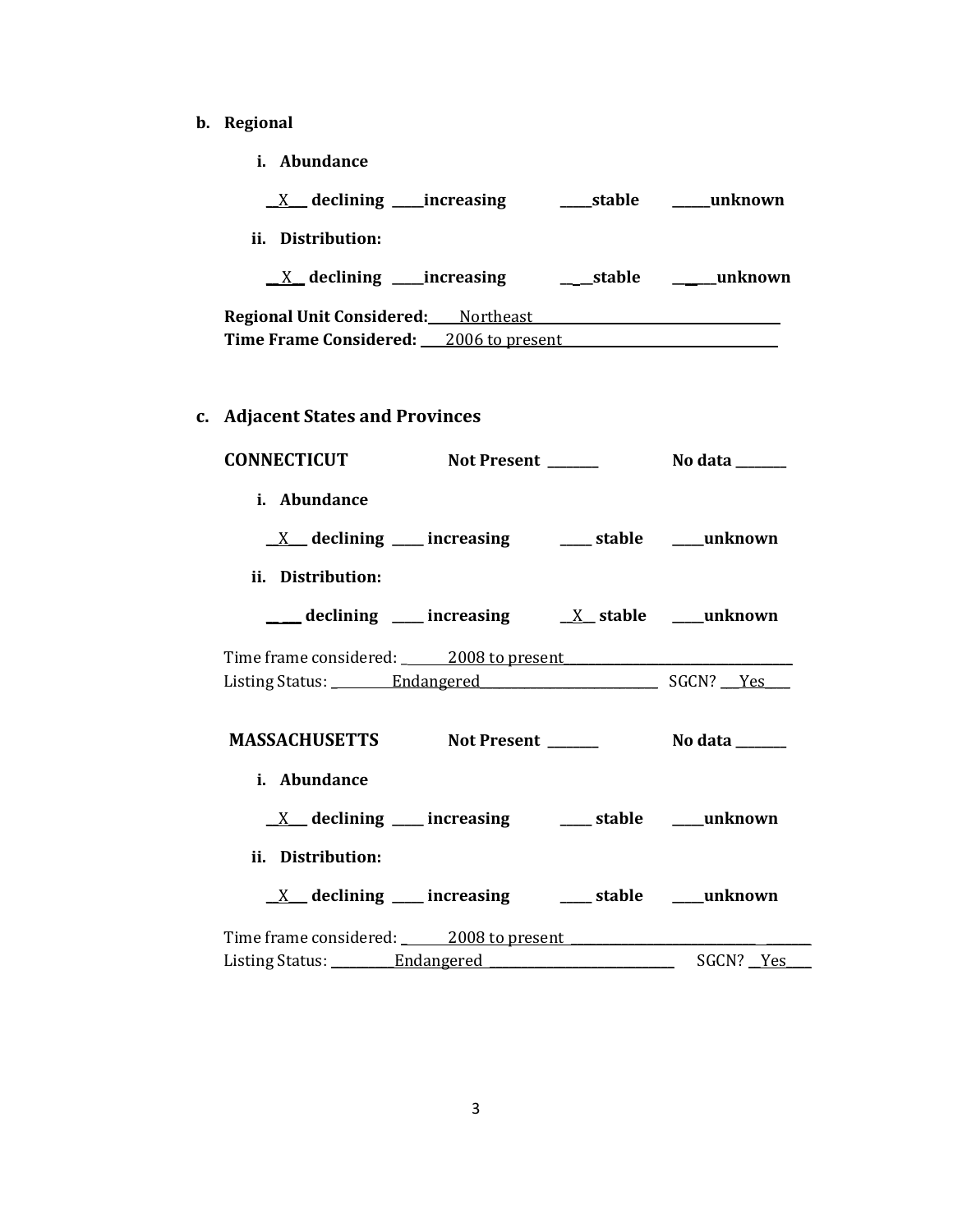**b. Regional**

**i. Abundance**

__X__ **declining** ____**increasing** ____**stable** _____**unknown**

**ii. Distribution:**

__X__ **declining** ____**increasing** ____**stable** _____**unknown**

**Regional Unit Considered:** Northeast

**Time Frame Considered:** 2006 to present

**c. Adjacent States and Provinces**

**CONNECTICUT** **Not Present** _______ **No data** _______

**i. Abundance**

__X__ **declining** ____ **increasing** ____ **stable** ____**unknown**

**ii. Distribution:**

_____ **declining** ____ **increasing** __X__ **stable** ____**unknown**

Time frame considered: 2008 to present

Listing Status: Endangered SGCN? Yes

**MASSACHUSETTS** **Not Present** _______ **No data** _______

**i. Abundance**

__X__ **declining** ____ **increasing** ____ **stable** ____**unknown**

**ii. Distribution:**

__X__ **declining** ____ **increasing** ____ **stable** ____**unknown**

Time frame considered: 2008 to present

Listing Status: Endangered SGCN? Yes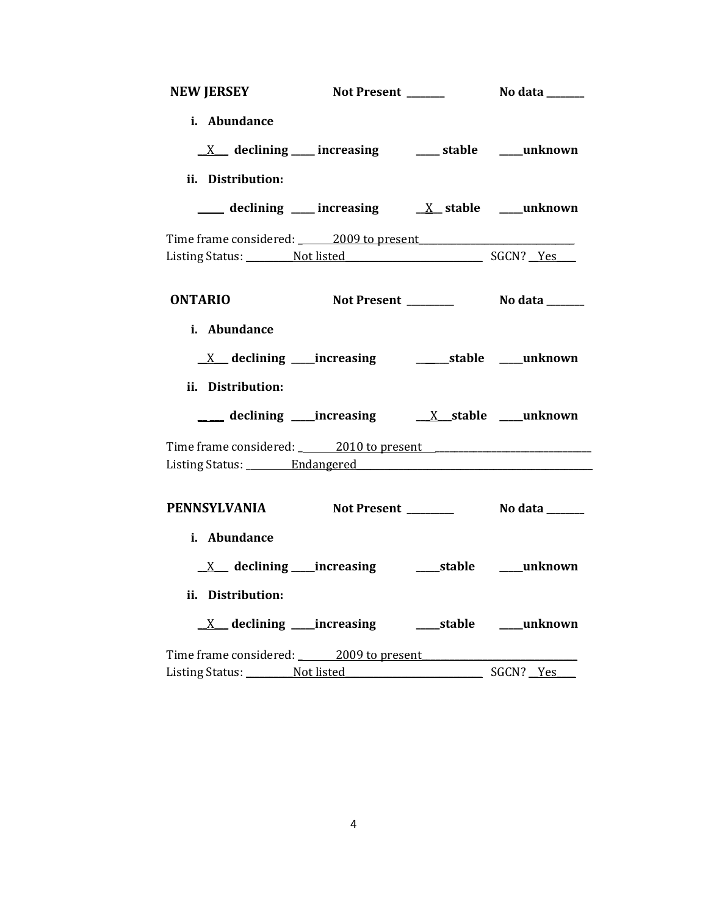**NEW JERSEY** Not Present ________ No data ________

**i. Abundance**

__X__ **declining** _____ **increasing** _____ **stable** _____**unknown**

**ii. Distribution:**

_____ **declining** _____ **increasing** __X__ **stable** _____**unknown**

Time frame considered: ______2009 to present______________________________
Listing Status: __________Not listed____________________________ SGCN? __Yes____

**ONTARIO** Not Present _________ No data ________

**i. Abundance**

__X__ **declining** _____**increasing** ______**stable** _____**unknown**

**ii. Distribution:**

_____ **declining** _____**increasing** __X__**stable** _____**unknown**

Time frame considered: ______2010 to present______________________________
Listing Status: _________Endangered______________________________________________

**PENNSYLVANIA** Not Present _________ No data ________

**i. Abundance**

__X__ **declining** _____**increasing** _____**stable** _____**unknown**

**ii. Distribution:**

__X__ **declining** _____**increasing** _____**stable** _____**unknown**

Time frame considered: ______2009 to present______________________________
Listing Status: __________Not listed____________________________ SGCN? __Yes____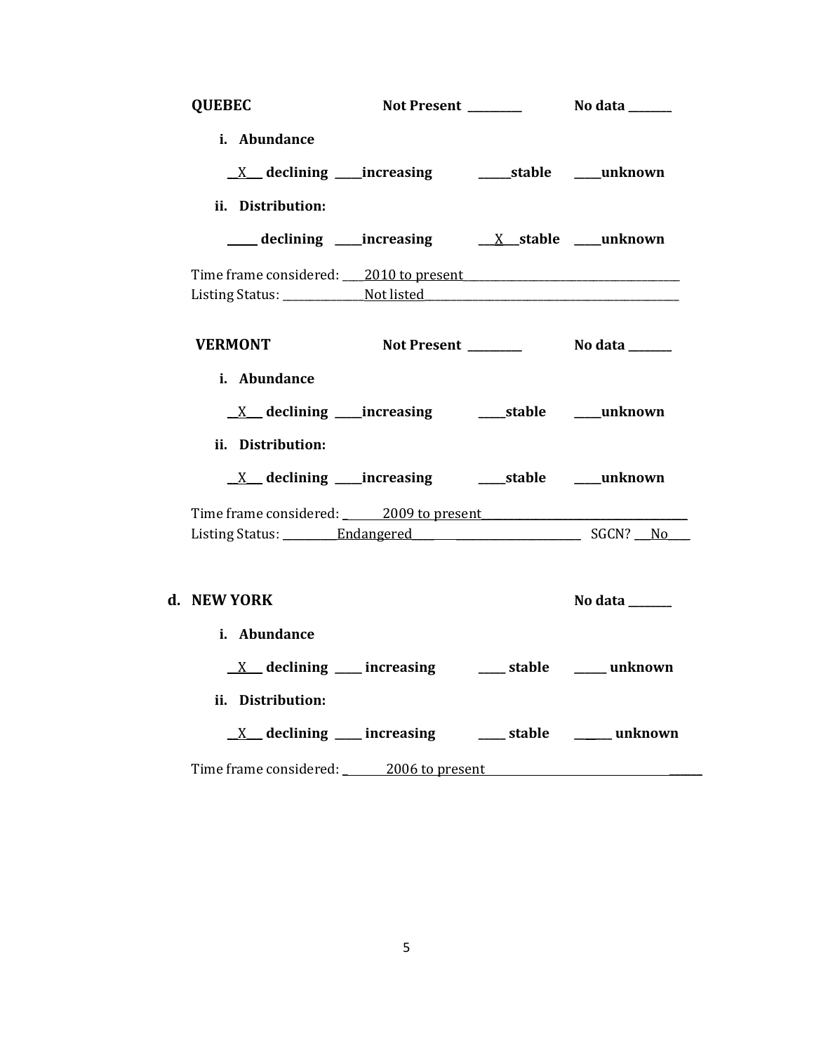**QUEBEC** **Not Present \_\_\_\_\_\_\_\_\_\_** **No data \_\_\_\_\_\_\_\_**

**i. Abundance**

\_\_X\_\_ **declining** \_\_\_\_\_**increasing** \_\_\_\_\_\_**stable** \_\_\_\_\_**unknown**

**ii. Distribution:**

\_\_\_\_\_ **declining** \_\_\_\_\_**increasing** \_\_\_X\_\_\_**stable** \_\_\_\_\_**unknown**

Time frame considered: \_\_\_\_2010 to present\_\_\_\_\_\_\_\_\_\_\_\_\_\_\_\_\_\_\_\_\_\_\_\_\_\_\_\_\_\_\_\_\_\_\_\_\_\_\_\_\_\_\_\_
Listing Status: \_\_\_\_\_\_\_\_\_\_\_\_\_\_\_Not listed\_\_\_\_\_\_\_\_\_\_\_\_\_\_\_\_\_\_\_\_\_\_\_\_\_\_\_\_\_\_\_\_\_\_\_\_\_\_\_\_\_\_\_\_\_\_\_

**VERMONT** **Not Present \_\_\_\_\_\_\_\_\_\_** **No data \_\_\_\_\_\_\_\_**

**i. Abundance**

\_\_X\_\_ **declining** \_\_\_\_\_**increasing** \_\_\_\_\_**stable** \_\_\_\_\_**unknown**

**ii. Distribution:**

\_\_X\_\_ **declining** \_\_\_\_\_**increasing** \_\_\_\_\_**stable** \_\_\_\_\_**unknown**

Time frame considered: \_\_\_\_\_\_\_2009 to present\_\_\_\_\_\_\_\_\_\_\_\_\_\_\_\_\_\_\_\_\_\_\_\_\_\_\_\_\_\_\_\_\_\_\_\_\_\_
Listing Status: \_\_\_\_\_\_\_\_\_\_Endangered\_\_\_\_\_\_\_\_\_\_\_\_\_\_\_\_\_\_\_\_\_\_\_\_\_\_\_\_\_\_\_\_\_\_ SGCN? \_\_\_No\_\_\_\_

**d. NEW YORK** **No data \_\_\_\_\_\_\_\_**

**i. Abundance**

\_\_X\_\_ **declining** \_\_\_\_\_ **increasing** \_\_\_\_\_ **stable** \_\_\_\_\_\_ **unknown**

**ii. Distribution:**

\_\_X\_\_ **declining** \_\_\_\_\_ **increasing** \_\_\_\_\_ **stable** \_\_\_\_\_\_ **unknown**

Time frame considered: \_\_\_\_\_\_\_2006 to present\_\_\_\_\_\_\_\_\_\_\_\_\_\_\_\_\_\_\_\_\_\_\_\_\_\_\_\_\_\_\_\_\_\_\_\_\_\_\_\_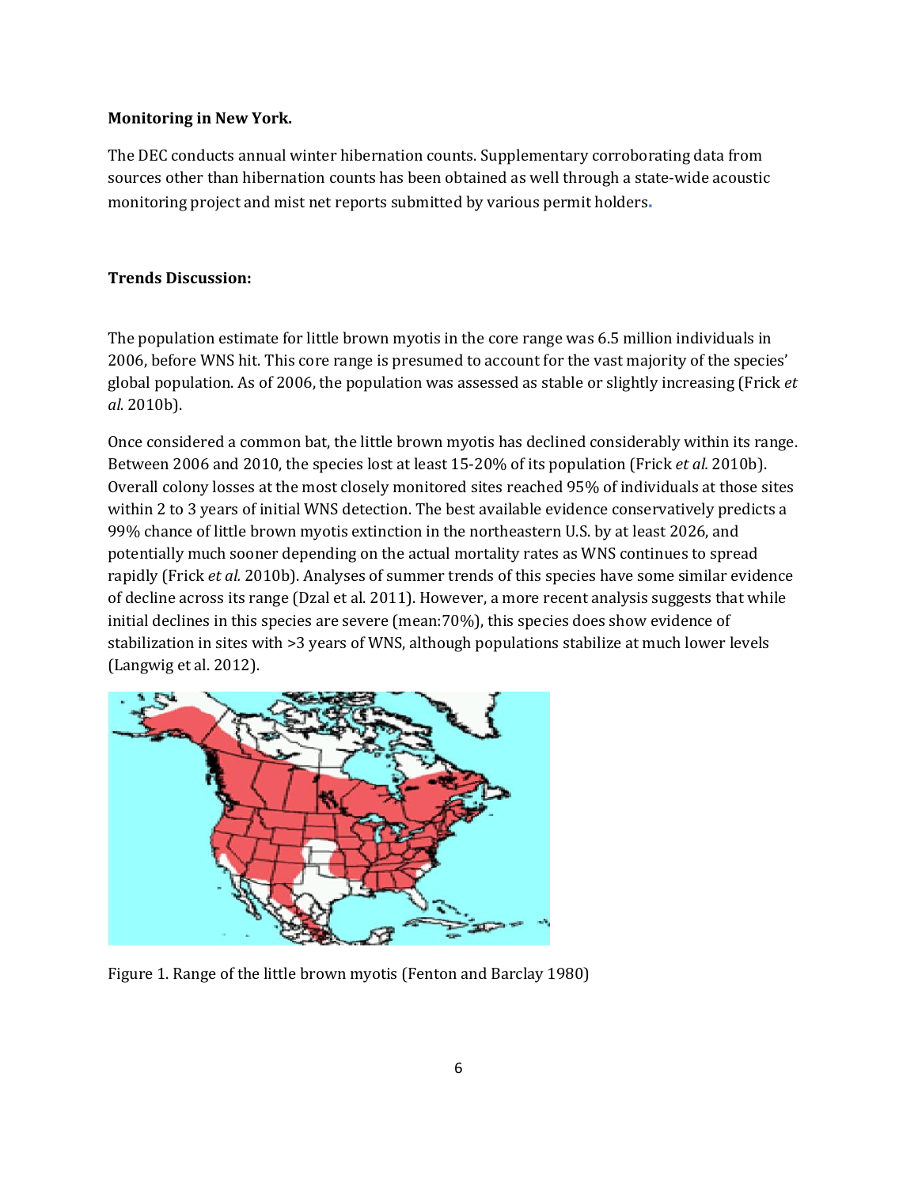**Monitoring in New York.**

The DEC conducts annual winter hibernation counts. Supplementary corroborating data from sources other than hibernation counts has been obtained as well through a state-wide acoustic monitoring project and mist net reports submitted by various permit holders.

**Trends Discussion:**

The population estimate for little brown myotis in the core range was 6.5 million individuals in 2006, before WNS hit. This core range is presumed to account for the vast majority of the species' global population. As of 2006, the population was assessed as stable or slightly increasing (Frick *et al.* 2010b).

Once considered a common bat, the little brown myotis has declined considerably within its range. Between 2006 and 2010, the species lost at least 15-20% of its population (Frick *et al.* 2010b). Overall colony losses at the most closely monitored sites reached 95% of individuals at those sites within 2 to 3 years of initial WNS detection. The best available evidence conservatively predicts a 99% chance of little brown myotis extinction in the northeastern U.S. by at least 2026, and potentially much sooner depending on the actual mortality rates as WNS continues to spread rapidly (Frick *et al.* 2010b). Analyses of summer trends of this species have some similar evidence of decline across its range (Dzal et al. 2011). However, a more recent analysis suggests that while initial declines in this species are severe (mean:70%), this species does show evidence of stabilization in sites with >3 years of WNS, although populations stabilize at much lower levels (Langwig et al. 2012).

Figure 1. Range of the little brown myotis (Fenton and Barclay 1980)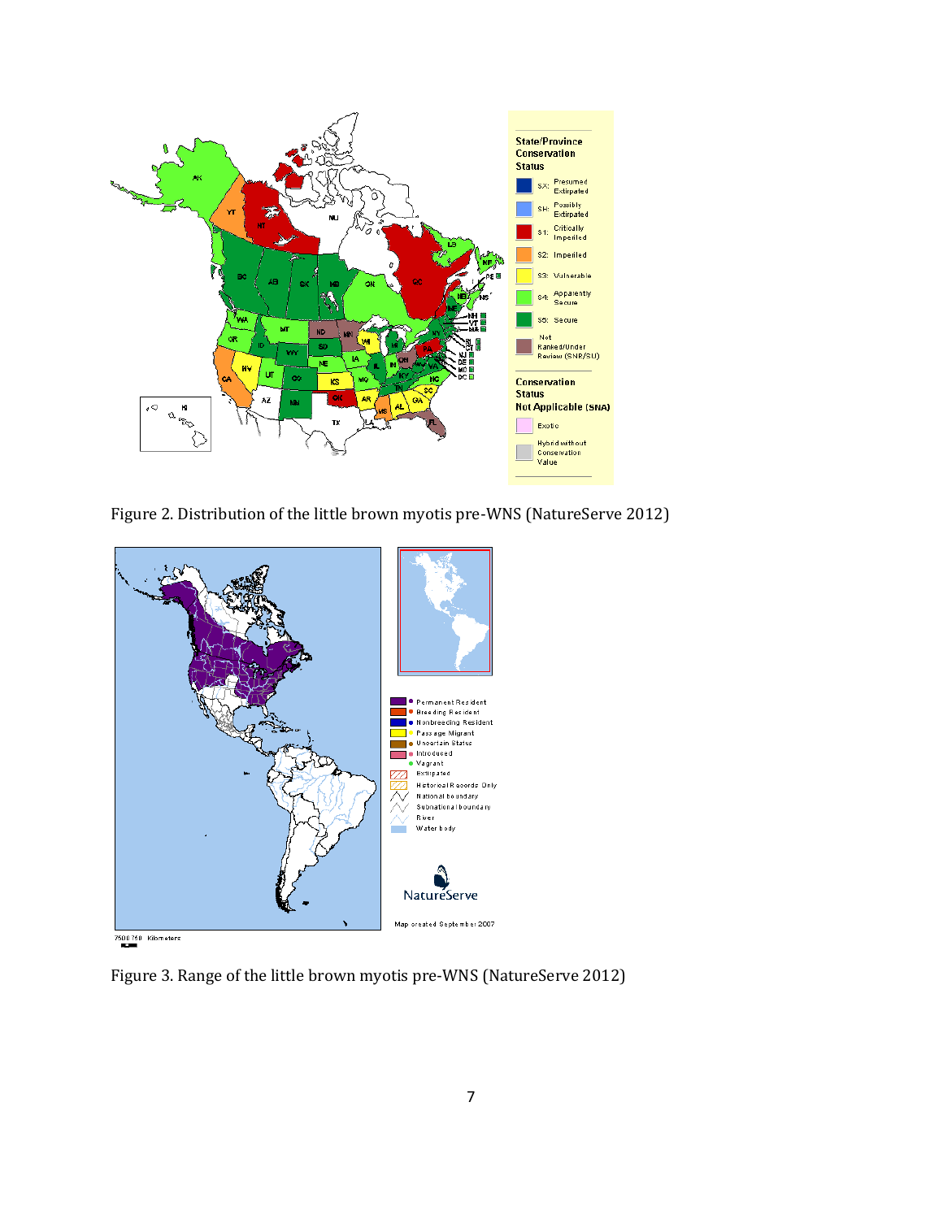Figure 2. Distribution of the little brown myotis pre-WNS (NatureServe 2012)

Figure 3. Range of the little brown myotis pre-WNS (NatureServe 2012)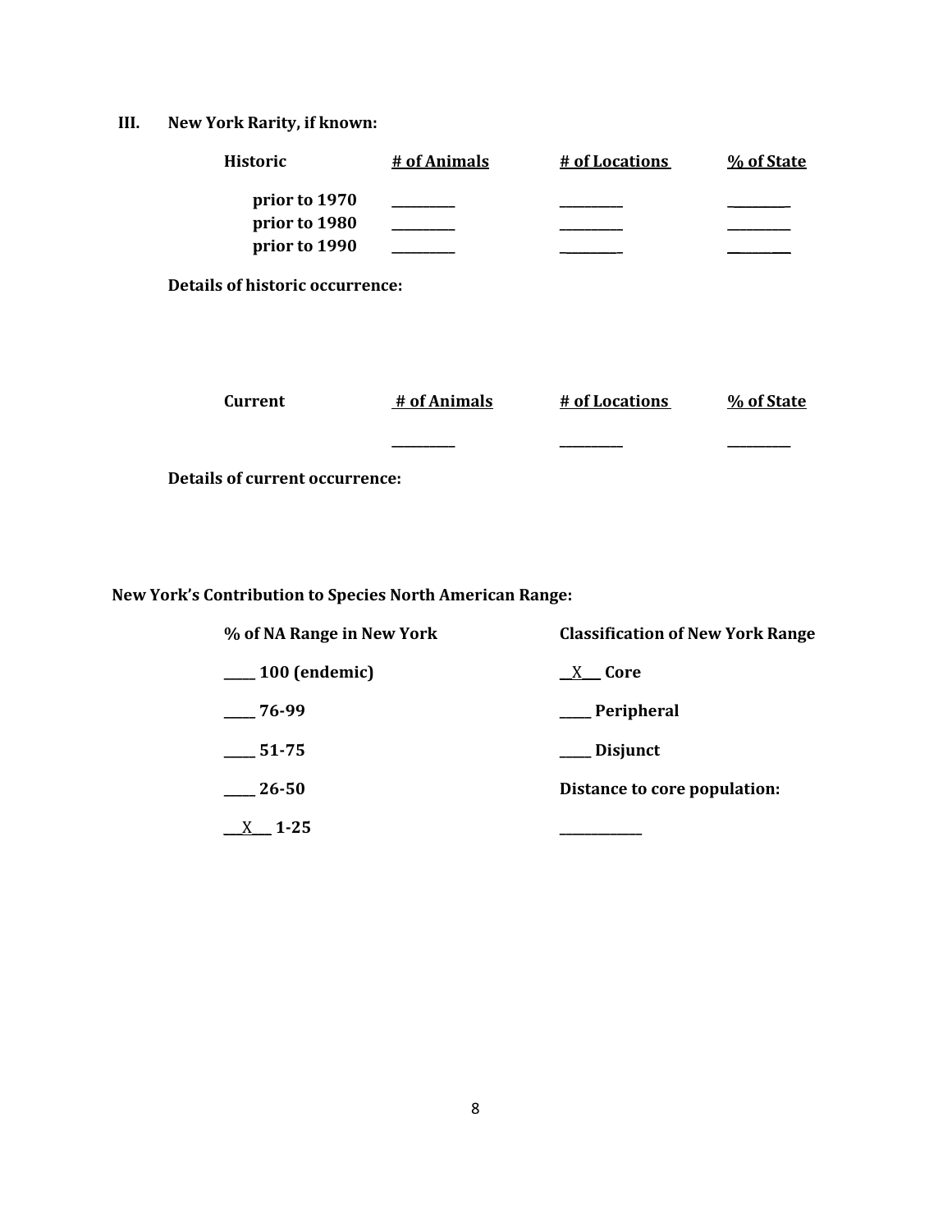## III. New York Rarity, if known:

| Historic | # of Animals | # of Locations | % of State |
|---|---|---|---|
| prior to 1970 | _________ | _________ | _________ |
| prior to 1980 | _________ | _________ | _________ |
| prior to 1990 | _________ | _________ | _________ |

**Details of historic occurrence:**

| Current | # of Animals | # of Locations | % of State |
|---|---|---|---|
| | _________ | _________ | _________ |

**Details of current occurrence:**

**New York's Contribution to Species North American Range:**

| % of NA Range in New York | Classification of New York Range |
|---|---|
| _____ 100 (endemic) | __X___ Core |
| _____ 76-99 | _____ Peripheral |
| _____ 51-75 | _____ Disjunct |
| _____ 26-50 | Distance to core population: |
| ___X___ 1-25 | ____________ |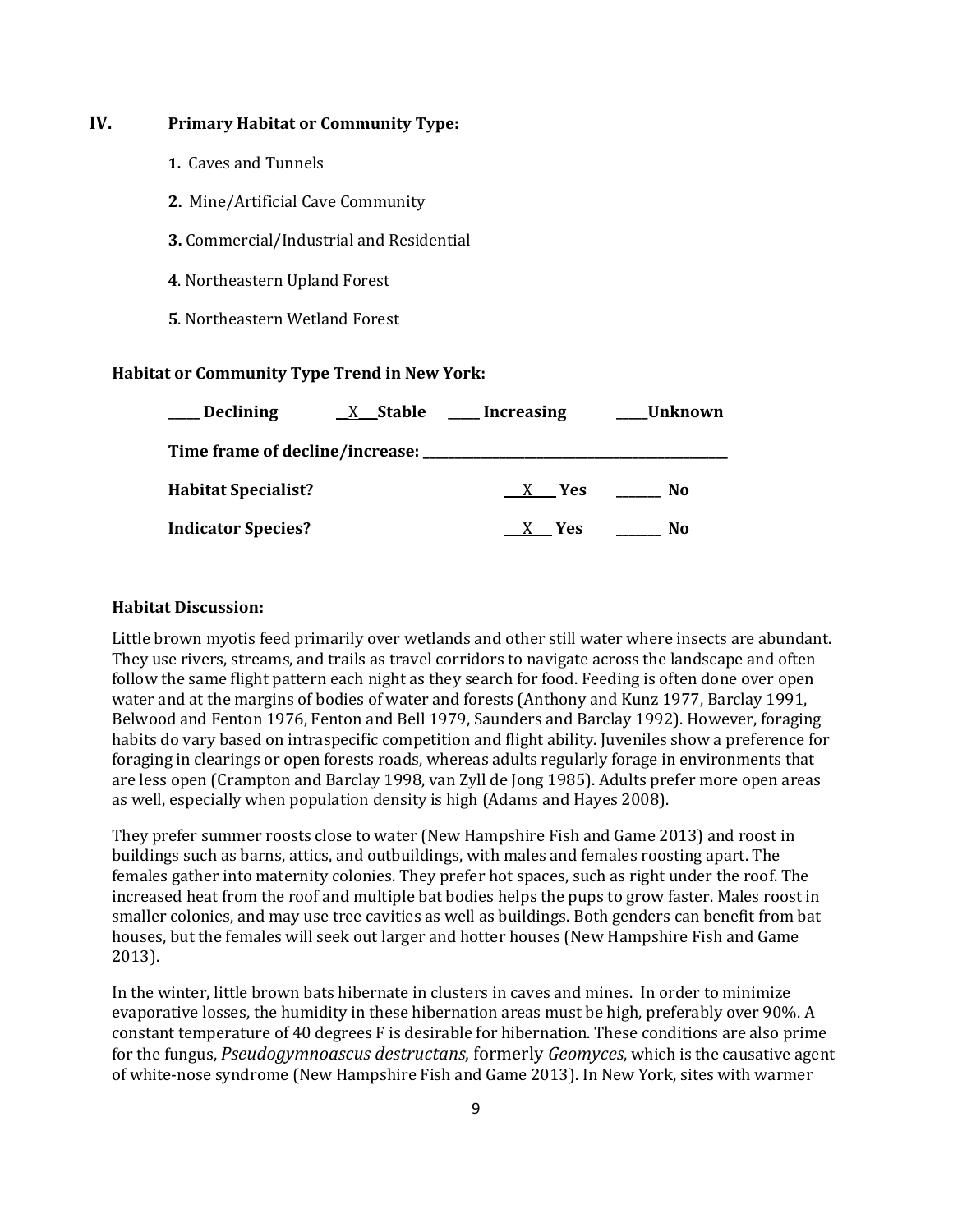## IV. Primary Habitat or Community Type:

1. Caves and Tunnels

2. Mine/Artificial Cave Community

3. Commercial/Industrial and Residential

4. Northeastern Upland Forest

5. Northeastern Wetland Forest

**Habitat or Community Type Trend in New York:**

**\_\_\_\_ Declining** **\_\_X\_\_Stable** **\_\_\_\_ Increasing** **\_\_\_\_Unknown**

**Time frame of decline/increase: \_\_\_\_\_\_\_\_\_\_\_\_\_\_\_\_\_\_\_\_\_\_\_\_\_\_\_\_\_\_\_\_\_\_\_\_**

**Habitat Specialist?** \_\_X\_\_ **Yes** \_\_\_\_\_\_ **No**

**Indicator Species?** \_\_X\_\_ **Yes** \_\_\_\_\_\_ **No**

**Habitat Discussion:**

Little brown myotis feed primarily over wetlands and other still water where insects are abundant. They use rivers, streams, and trails as travel corridors to navigate across the landscape and often follow the same flight pattern each night as they search for food. Feeding is often done over open water and at the margins of bodies of water and forests (Anthony and Kunz 1977, Barclay 1991, Belwood and Fenton 1976, Fenton and Bell 1979, Saunders and Barclay 1992). However, foraging habits do vary based on intraspecific competition and flight ability. Juveniles show a preference for foraging in clearings or open forests roads, whereas adults regularly forage in environments that are less open (Crampton and Barclay 1998, van Zyll de Jong 1985). Adults prefer more open areas as well, especially when population density is high (Adams and Hayes 2008).

They prefer summer roosts close to water (New Hampshire Fish and Game 2013) and roost in buildings such as barns, attics, and outbuildings, with males and females roosting apart. The females gather into maternity colonies. They prefer hot spaces, such as right under the roof. The increased heat from the roof and multiple bat bodies helps the pups to grow faster. Males roost in smaller colonies, and may use tree cavities as well as buildings. Both genders can benefit from bat houses, but the females will seek out larger and hotter houses (New Hampshire Fish and Game 2013).

In the winter, little brown bats hibernate in clusters in caves and mines. In order to minimize evaporative losses, the humidity in these hibernation areas must be high, preferably over 90%. A constant temperature of 40 degrees F is desirable for hibernation. These conditions are also prime for the fungus, *Pseudogymnoascus destructans*, formerly *Geomyces*, which is the causative agent of white-nose syndrome (New Hampshire Fish and Game 2013). In New York, sites with warmer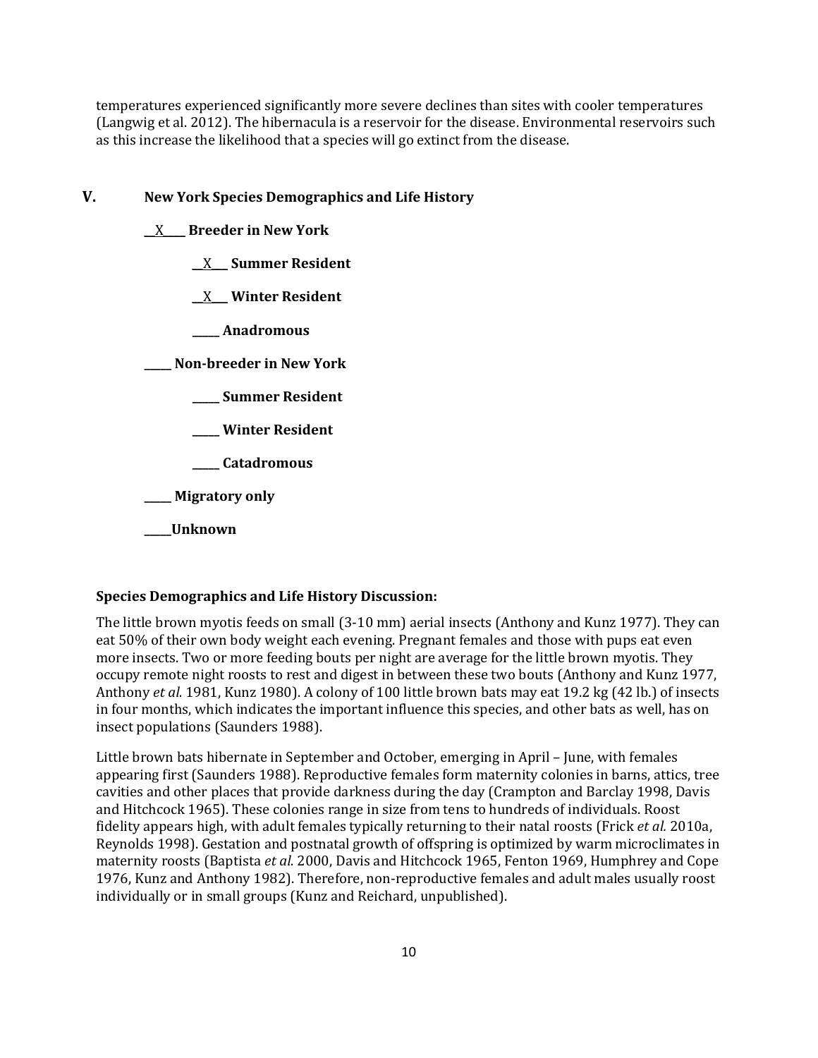temperatures experienced significantly more severe declines than sites with cooler temperatures (Langwig et al. 2012). The hibernacula is a reservoir for the disease. Environmental reservoirs such as this increase the likelihood that a species will go extinct from the disease.

## V. New York Species Demographics and Life History

**\_\_X\_\_\_\_ Breeder in New York**

- **\_\_X\_\_\_ Summer Resident**
- **\_\_X\_\_\_ Winter Resident**
- **\_\_\_\_\_ Anadromous**

**\_\_\_\_\_ Non-breeder in New York**

- **\_\_\_\_\_ Summer Resident**
- **\_\_\_\_\_ Winter Resident**
- **\_\_\_\_\_ Catadromous**

**\_\_\_\_\_ Migratory only**

**\_\_\_\_\_Unknown**

**Species Demographics and Life History Discussion:**

The little brown myotis feeds on small (3-10 mm) aerial insects (Anthony and Kunz 1977). They can eat 50% of their own body weight each evening. Pregnant females and those with pups eat even more insects. Two or more feeding bouts per night are average for the little brown myotis. They occupy remote night roosts to rest and digest in between these two bouts (Anthony and Kunz 1977, Anthony *et al.* 1981, Kunz 1980). A colony of 100 little brown bats may eat 19.2 kg (42 lb.) of insects in four months, which indicates the important influence this species, and other bats as well, has on insect populations (Saunders 1988).

Little brown bats hibernate in September and October, emerging in April – June, with females appearing first (Saunders 1988). Reproductive females form maternity colonies in barns, attics, tree cavities and other places that provide darkness during the day (Crampton and Barclay 1998, Davis and Hitchcock 1965). These colonies range in size from tens to hundreds of individuals. Roost fidelity appears high, with adult females typically returning to their natal roosts (Frick *et al.* 2010a, Reynolds 1998). Gestation and postnatal growth of offspring is optimized by warm microclimates in maternity roosts (Baptista *et al.* 2000, Davis and Hitchcock 1965, Fenton 1969, Humphrey and Cope 1976, Kunz and Anthony 1982). Therefore, non-reproductive females and adult males usually roost individually or in small groups (Kunz and Reichard, unpublished).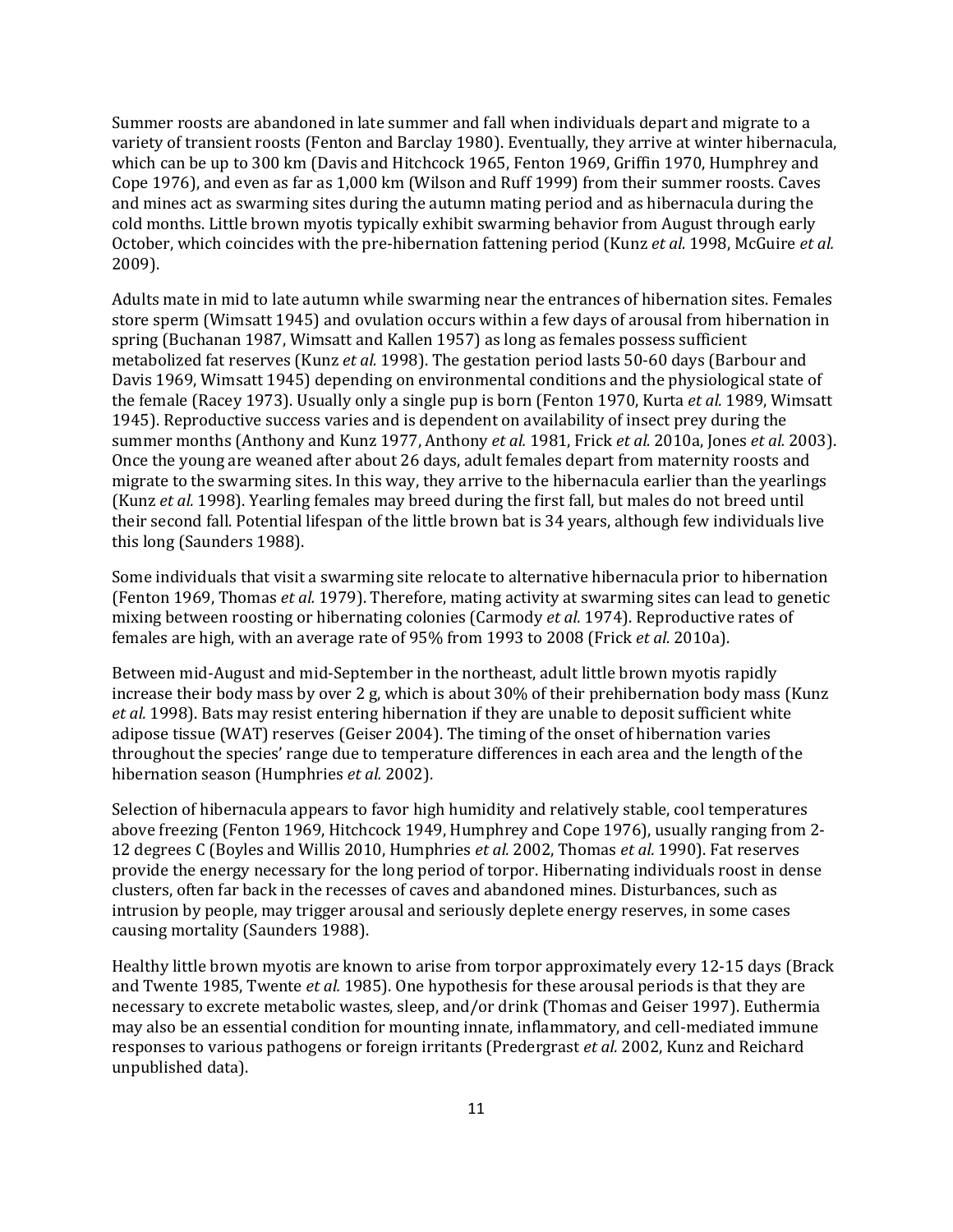Summer roosts are abandoned in late summer and fall when individuals depart and migrate to a variety of transient roosts (Fenton and Barclay 1980). Eventually, they arrive at winter hibernacula, which can be up to 300 km (Davis and Hitchcock 1965, Fenton 1969, Griffin 1970, Humphrey and Cope 1976), and even as far as 1,000 km (Wilson and Ruff 1999) from their summer roosts. Caves and mines act as swarming sites during the autumn mating period and as hibernacula during the cold months. Little brown myotis typically exhibit swarming behavior from August through early October, which coincides with the pre-hibernation fattening period (Kunz *et al.* 1998, McGuire *et al.* 2009).

Adults mate in mid to late autumn while swarming near the entrances of hibernation sites. Females store sperm (Wimsatt 1945) and ovulation occurs within a few days of arousal from hibernation in spring (Buchanan 1987, Wimsatt and Kallen 1957) as long as females possess sufficient metabolized fat reserves (Kunz *et al.* 1998). The gestation period lasts 50-60 days (Barbour and Davis 1969, Wimsatt 1945) depending on environmental conditions and the physiological state of the female (Racey 1973). Usually only a single pup is born (Fenton 1970, Kurta *et al.* 1989, Wimsatt 1945). Reproductive success varies and is dependent on availability of insect prey during the summer months (Anthony and Kunz 1977, Anthony *et al.* 1981, Frick *et al.* 2010a, Jones *et al.* 2003). Once the young are weaned after about 26 days, adult females depart from maternity roosts and migrate to the swarming sites. In this way, they arrive to the hibernacula earlier than the yearlings (Kunz *et al.* 1998). Yearling females may breed during the first fall, but males do not breed until their second fall. Potential lifespan of the little brown bat is 34 years, although few individuals live this long (Saunders 1988).

Some individuals that visit a swarming site relocate to alternative hibernacula prior to hibernation (Fenton 1969, Thomas *et al.* 1979). Therefore, mating activity at swarming sites can lead to genetic mixing between roosting or hibernating colonies (Carmody *et al.* 1974). Reproductive rates of females are high, with an average rate of 95% from 1993 to 2008 (Frick *et al.* 2010a).

Between mid-August and mid-September in the northeast, adult little brown myotis rapidly increase their body mass by over 2 g, which is about 30% of their prehibernation body mass (Kunz *et al.* 1998). Bats may resist entering hibernation if they are unable to deposit sufficient white adipose tissue (WAT) reserves (Geiser 2004). The timing of the onset of hibernation varies throughout the species' range due to temperature differences in each area and the length of the hibernation season (Humphries *et al.* 2002).

Selection of hibernacula appears to favor high humidity and relatively stable, cool temperatures above freezing (Fenton 1969, Hitchcock 1949, Humphrey and Cope 1976), usually ranging from 2-12 degrees C (Boyles and Willis 2010, Humphries *et al.* 2002, Thomas *et al.* 1990). Fat reserves provide the energy necessary for the long period of torpor. Hibernating individuals roost in dense clusters, often far back in the recesses of caves and abandoned mines. Disturbances, such as intrusion by people, may trigger arousal and seriously deplete energy reserves, in some cases causing mortality (Saunders 1988).

Healthy little brown myotis are known to arise from torpor approximately every 12-15 days (Brack and Twente 1985, Twente *et al.* 1985). One hypothesis for these arousal periods is that they are necessary to excrete metabolic wastes, sleep, and/or drink (Thomas and Geiser 1997). Euthermia may also be an essential condition for mounting innate, inflammatory, and cell-mediated immune responses to various pathogens or foreign irritants (Predergrast *et al.* 2002, Kunz and Reichard unpublished data).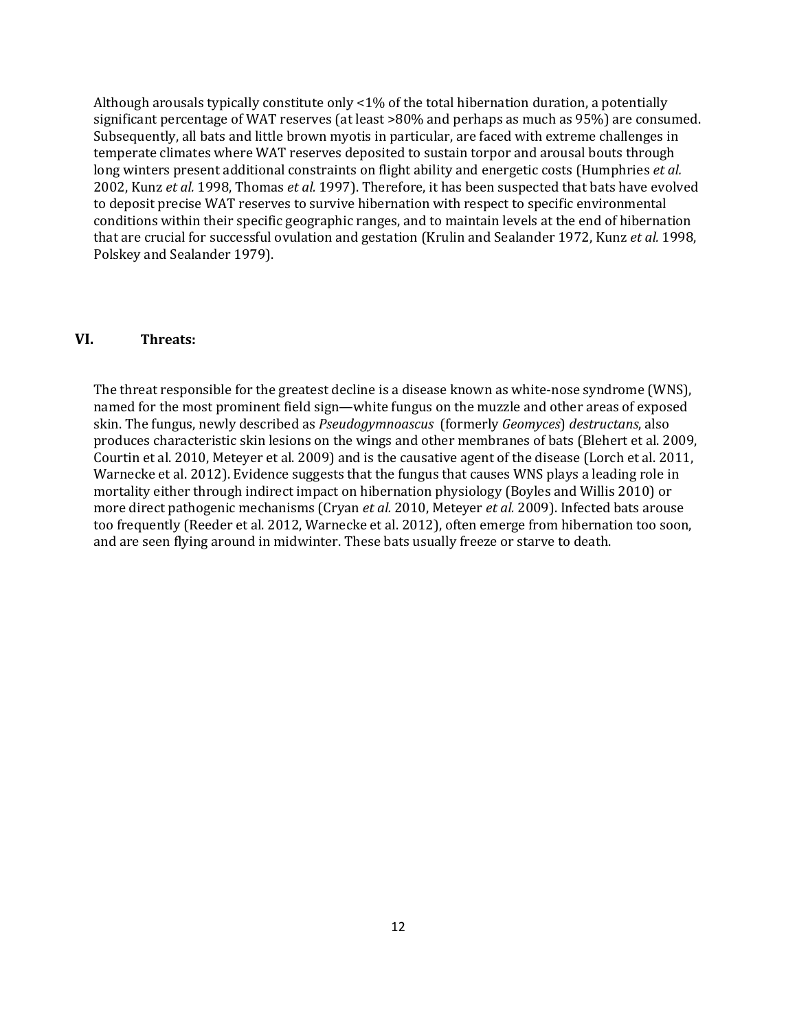Although arousals typically constitute only <1% of the total hibernation duration, a potentially significant percentage of WAT reserves (at least >80% and perhaps as much as 95%) are consumed. Subsequently, all bats and little brown myotis in particular, are faced with extreme challenges in temperate climates where WAT reserves deposited to sustain torpor and arousal bouts through long winters present additional constraints on flight ability and energetic costs (Humphries *et al.* 2002, Kunz *et al.* 1998, Thomas *et al.* 1997). Therefore, it has been suspected that bats have evolved to deposit precise WAT reserves to survive hibernation with respect to specific environmental conditions within their specific geographic ranges, and to maintain levels at the end of hibernation that are crucial for successful ovulation and gestation (Krulin and Sealander 1972, Kunz *et al.* 1998, Polskey and Sealander 1979).

## VI. Threats:

The threat responsible for the greatest decline is a disease known as white-nose syndrome (WNS), named for the most prominent field sign—white fungus on the muzzle and other areas of exposed skin. The fungus, newly described as *Pseudogymnoascus* (formerly *Geomyces*) *destructans*, also produces characteristic skin lesions on the wings and other membranes of bats (Blehert et al. 2009, Courtin et al. 2010, Meteyer et al. 2009) and is the causative agent of the disease (Lorch et al. 2011, Warnecke et al. 2012). Evidence suggests that the fungus that causes WNS plays a leading role in mortality either through indirect impact on hibernation physiology (Boyles and Willis 2010) or more direct pathogenic mechanisms (Cryan *et al.* 2010, Meteyer *et al.* 2009). Infected bats arouse too frequently (Reeder et al. 2012, Warnecke et al. 2012), often emerge from hibernation too soon, and are seen flying around in midwinter. These bats usually freeze or starve to death.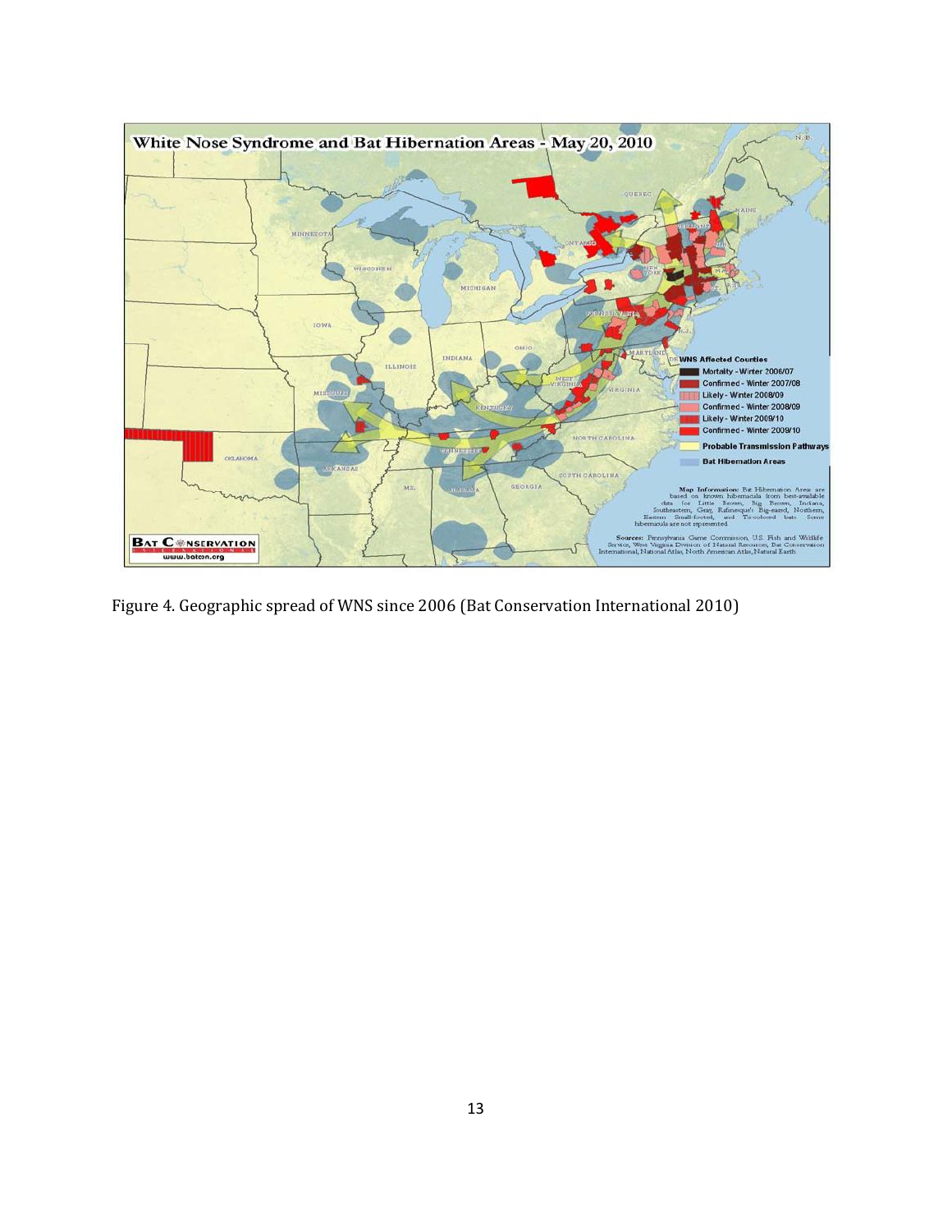Figure 4. Geographic spread of WNS since 2006 (Bat Conservation International 2010)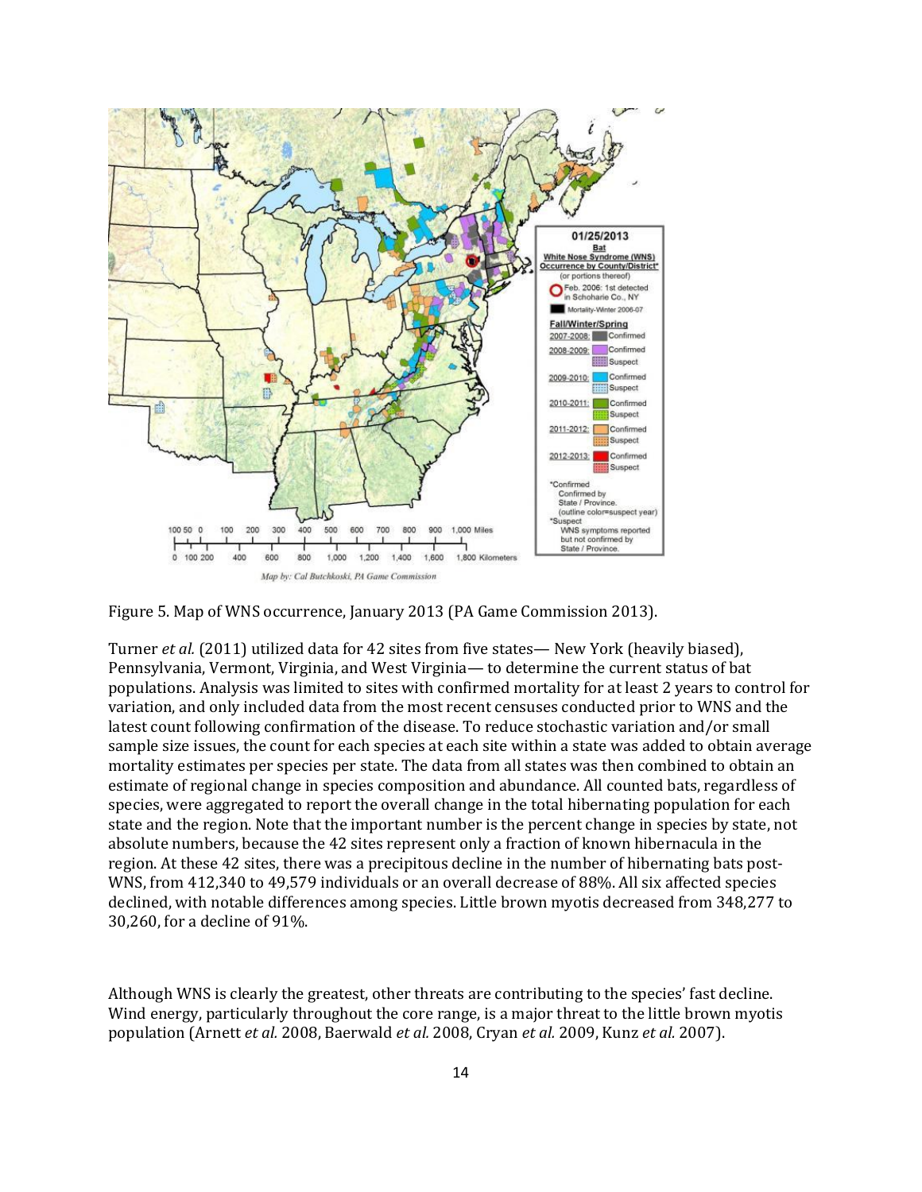Figure 5. Map of WNS occurrence, January 2013 (PA Game Commission 2013).

Turner *et al.* (2011) utilized data for 42 sites from five states— New York (heavily biased), Pennsylvania, Vermont, Virginia, and West Virginia— to determine the current status of bat populations. Analysis was limited to sites with confirmed mortality for at least 2 years to control for variation, and only included data from the most recent censuses conducted prior to WNS and the latest count following confirmation of the disease. To reduce stochastic variation and/or small sample size issues, the count for each species at each site within a state was added to obtain average mortality estimates per species per state. The data from all states was then combined to obtain an estimate of regional change in species composition and abundance. All counted bats, regardless of species, were aggregated to report the overall change in the total hibernating population for each state and the region. Note that the important number is the percent change in species by state, not absolute numbers, because the 42 sites represent only a fraction of known hibernacula in the region. At these 42 sites, there was a precipitous decline in the number of hibernating bats post-WNS, from 412,340 to 49,579 individuals or an overall decrease of 88%. All six affected species declined, with notable differences among species. Little brown myotis decreased from 348,277 to 30,260, for a decline of 91%.

Although WNS is clearly the greatest, other threats are contributing to the species' fast decline. Wind energy, particularly throughout the core range, is a major threat to the little brown myotis population (Arnett *et al.* 2008, Baerwald *et al.* 2008, Cryan *et al.* 2009, Kunz *et al.* 2007).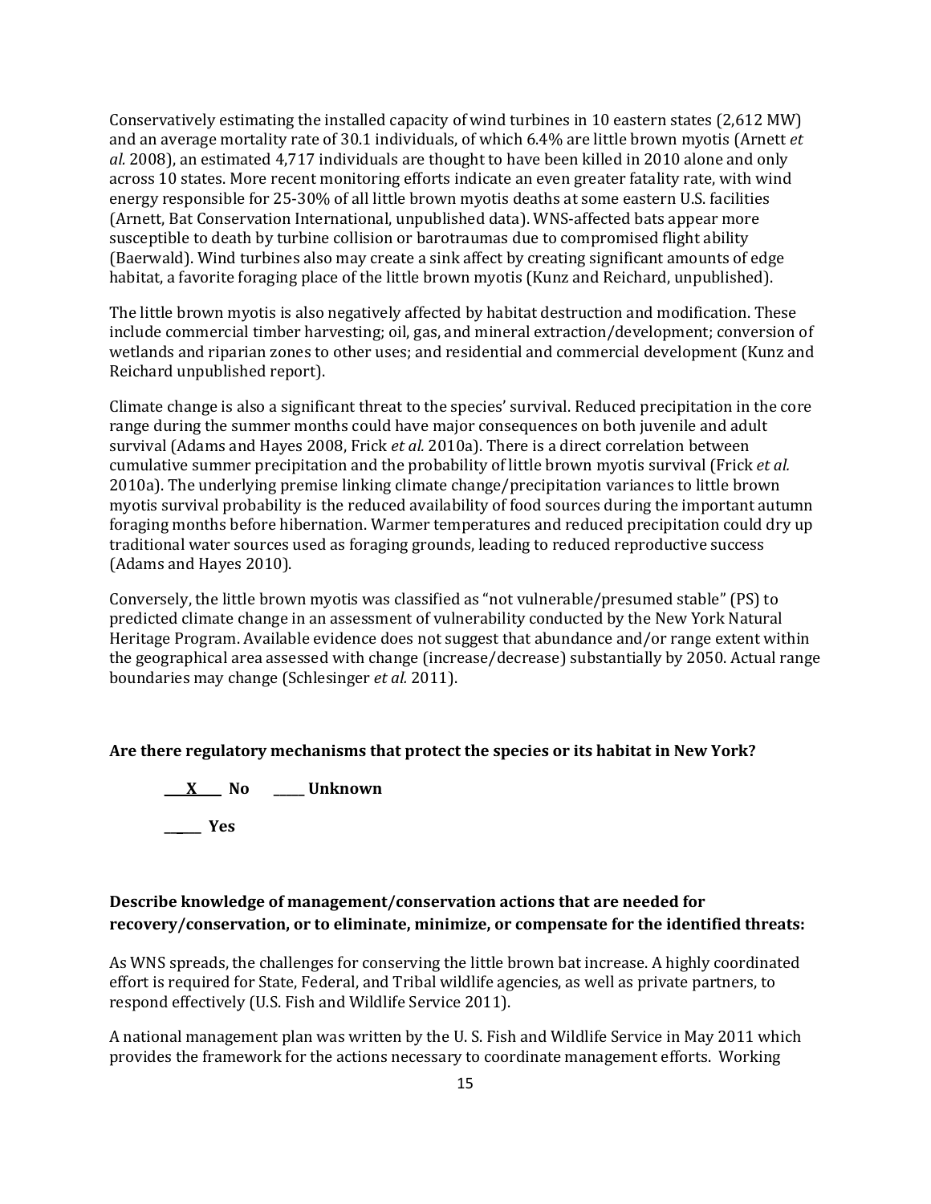Conservatively estimating the installed capacity of wind turbines in 10 eastern states (2,612 MW) and an average mortality rate of 30.1 individuals, of which 6.4% are little brown myotis (Arnett *et al.* 2008), an estimated 4,717 individuals are thought to have been killed in 2010 alone and only across 10 states. More recent monitoring efforts indicate an even greater fatality rate, with wind energy responsible for 25-30% of all little brown myotis deaths at some eastern U.S. facilities (Arnett, Bat Conservation International, unpublished data). WNS-affected bats appear more susceptible to death by turbine collision or barotraumas due to compromised flight ability (Baerwald). Wind turbines also may create a sink affect by creating significant amounts of edge habitat, a favorite foraging place of the little brown myotis (Kunz and Reichard, unpublished).

The little brown myotis is also negatively affected by habitat destruction and modification. These include commercial timber harvesting; oil, gas, and mineral extraction/development; conversion of wetlands and riparian zones to other uses; and residential and commercial development (Kunz and Reichard unpublished report).

Climate change is also a significant threat to the species' survival. Reduced precipitation in the core range during the summer months could have major consequences on both juvenile and adult survival (Adams and Hayes 2008, Frick *et al.* 2010a). There is a direct correlation between cumulative summer precipitation and the probability of little brown myotis survival (Frick *et al.* 2010a). The underlying premise linking climate change/precipitation variances to little brown myotis survival probability is the reduced availability of food sources during the important autumn foraging months before hibernation. Warmer temperatures and reduced precipitation could dry up traditional water sources used as foraging grounds, leading to reduced reproductive success (Adams and Hayes 2010).

Conversely, the little brown myotis was classified as "not vulnerable/presumed stable" (PS) to predicted climate change in an assessment of vulnerability conducted by the New York Natural Heritage Program. Available evidence does not suggest that abundance and/or range extent within the geographical area assessed with change (increase/decrease) substantially by 2050. Actual range boundaries may change (Schlesinger *et al.* 2011).

**Are there regulatory mechanisms that protect the species or its habitat in New York?**

**___X___ No ______ Unknown**

**______ Yes**

**Describe knowledge of management/conservation actions that are needed for recovery/conservation, or to eliminate, minimize, or compensate for the identified threats:**

As WNS spreads, the challenges for conserving the little brown bat increase. A highly coordinated effort is required for State, Federal, and Tribal wildlife agencies, as well as private partners, to respond effectively (U.S. Fish and Wildlife Service 2011).

A national management plan was written by the U. S. Fish and Wildlife Service in May 2011 which provides the framework for the actions necessary to coordinate management efforts. Working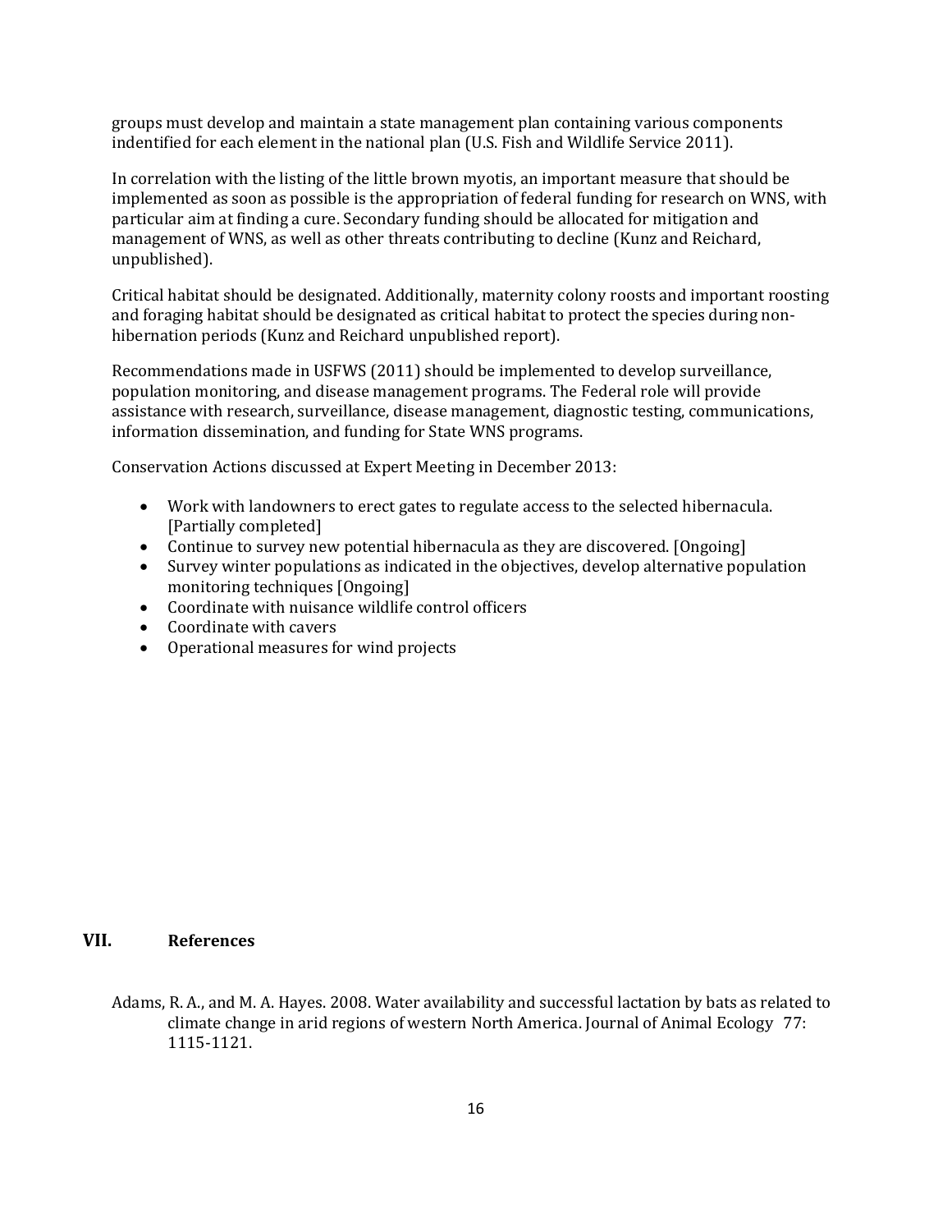groups must develop and maintain a state management plan containing various components indentified for each element in the national plan (U.S. Fish and Wildlife Service 2011).

In correlation with the listing of the little brown myotis, an important measure that should be implemented as soon as possible is the appropriation of federal funding for research on WNS, with particular aim at finding a cure. Secondary funding should be allocated for mitigation and management of WNS, as well as other threats contributing to decline (Kunz and Reichard, unpublished).

Critical habitat should be designated. Additionally, maternity colony roosts and important roosting and foraging habitat should be designated as critical habitat to protect the species during non-hibernation periods (Kunz and Reichard unpublished report).

Recommendations made in USFWS (2011) should be implemented to develop surveillance, population monitoring, and disease management programs. The Federal role will provide assistance with research, surveillance, disease management, diagnostic testing, communications, information dissemination, and funding for State WNS programs.

Conservation Actions discussed at Expert Meeting in December 2013:

- Work with landowners to erect gates to regulate access to the selected hibernacula. [Partially completed]
- Continue to survey new potential hibernacula as they are discovered. [Ongoing]
- Survey winter populations as indicated in the objectives, develop alternative population monitoring techniques [Ongoing]
- Coordinate with nuisance wildlife control officers
- Coordinate with cavers
- Operational measures for wind projects

## VII. References

Adams, R. A., and M. A. Hayes. 2008. Water availability and successful lactation by bats as related to climate change in arid regions of western North America. Journal of Animal Ecology 77: 1115-1121.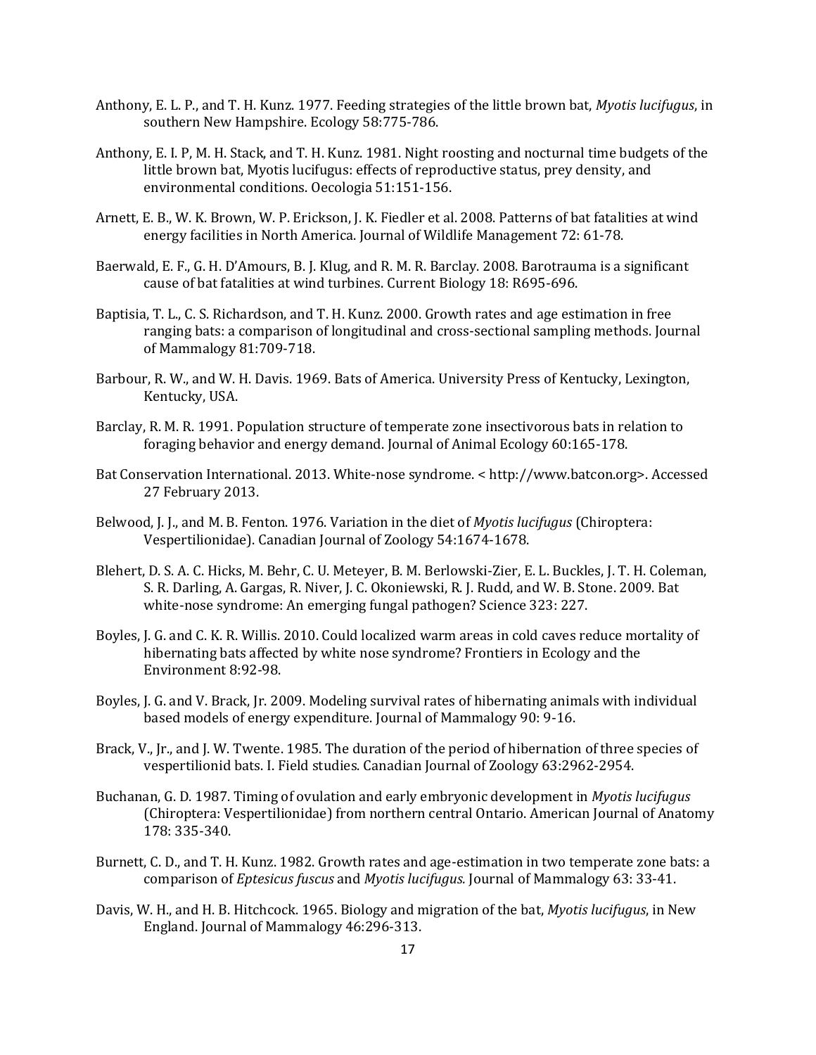Anthony, E. L. P., and T. H. Kunz. 1977. Feeding strategies of the little brown bat, *Myotis lucifugus*, in southern New Hampshire. Ecology 58:775-786.

Anthony, E. I. P, M. H. Stack, and T. H. Kunz. 1981. Night roosting and nocturnal time budgets of the little brown bat, Myotis lucifugus: effects of reproductive status, prey density, and environmental conditions. Oecologia 51:151-156.

Arnett, E. B., W. K. Brown, W. P. Erickson, J. K. Fiedler et al. 2008. Patterns of bat fatalities at wind energy facilities in North America. Journal of Wildlife Management 72: 61-78.

Baerwald, E. F., G. H. D'Amours, B. J. Klug, and R. M. R. Barclay. 2008. Barotrauma is a significant cause of bat fatalities at wind turbines. Current Biology 18: R695-696.

Baptisia, T. L., C. S. Richardson, and T. H. Kunz. 2000. Growth rates and age estimation in free ranging bats: a comparison of longitudinal and cross-sectional sampling methods. Journal of Mammalogy 81:709-718.

Barbour, R. W., and W. H. Davis. 1969. Bats of America. University Press of Kentucky, Lexington, Kentucky, USA.

Barclay, R. M. R. 1991. Population structure of temperate zone insectivorous bats in relation to foraging behavior and energy demand. Journal of Animal Ecology 60:165-178.

Bat Conservation International. 2013. White-nose syndrome. < http://www.batcon.org>. Accessed 27 February 2013.

Belwood, J. J., and M. B. Fenton. 1976. Variation in the diet of *Myotis lucifugus* (Chiroptera: Vespertilionidae). Canadian Journal of Zoology 54:1674-1678.

Blehert, D. S. A. C. Hicks, M. Behr, C. U. Meteyer, B. M. Berlowski-Zier, E. L. Buckles, J. T. H. Coleman, S. R. Darling, A. Gargas, R. Niver, J. C. Okoniewski, R. J. Rudd, and W. B. Stone. 2009. Bat white-nose syndrome: An emerging fungal pathogen? Science 323: 227.

Boyles, J. G. and C. K. R. Willis. 2010. Could localized warm areas in cold caves reduce mortality of hibernating bats affected by white nose syndrome? Frontiers in Ecology and the Environment 8:92-98.

Boyles, J. G. and V. Brack, Jr. 2009. Modeling survival rates of hibernating animals with individual based models of energy expenditure. Journal of Mammalogy 90: 9-16.

Brack, V., Jr., and J. W. Twente. 1985. The duration of the period of hibernation of three species of vespertilionid bats. I. Field studies. Canadian Journal of Zoology 63:2962-2954.

Buchanan, G. D. 1987. Timing of ovulation and early embryonic development in *Myotis lucifugus* (Chiroptera: Vespertilionidae) from northern central Ontario. American Journal of Anatomy 178: 335-340.

Burnett, C. D., and T. H. Kunz. 1982. Growth rates and age-estimation in two temperate zone bats: a comparison of *Eptesicus fuscus* and *Myotis lucifugus.* Journal of Mammalogy 63: 33-41.

Davis, W. H., and H. B. Hitchcock. 1965. Biology and migration of the bat, *Myotis lucifugus*, in New England. Journal of Mammalogy 46:296-313.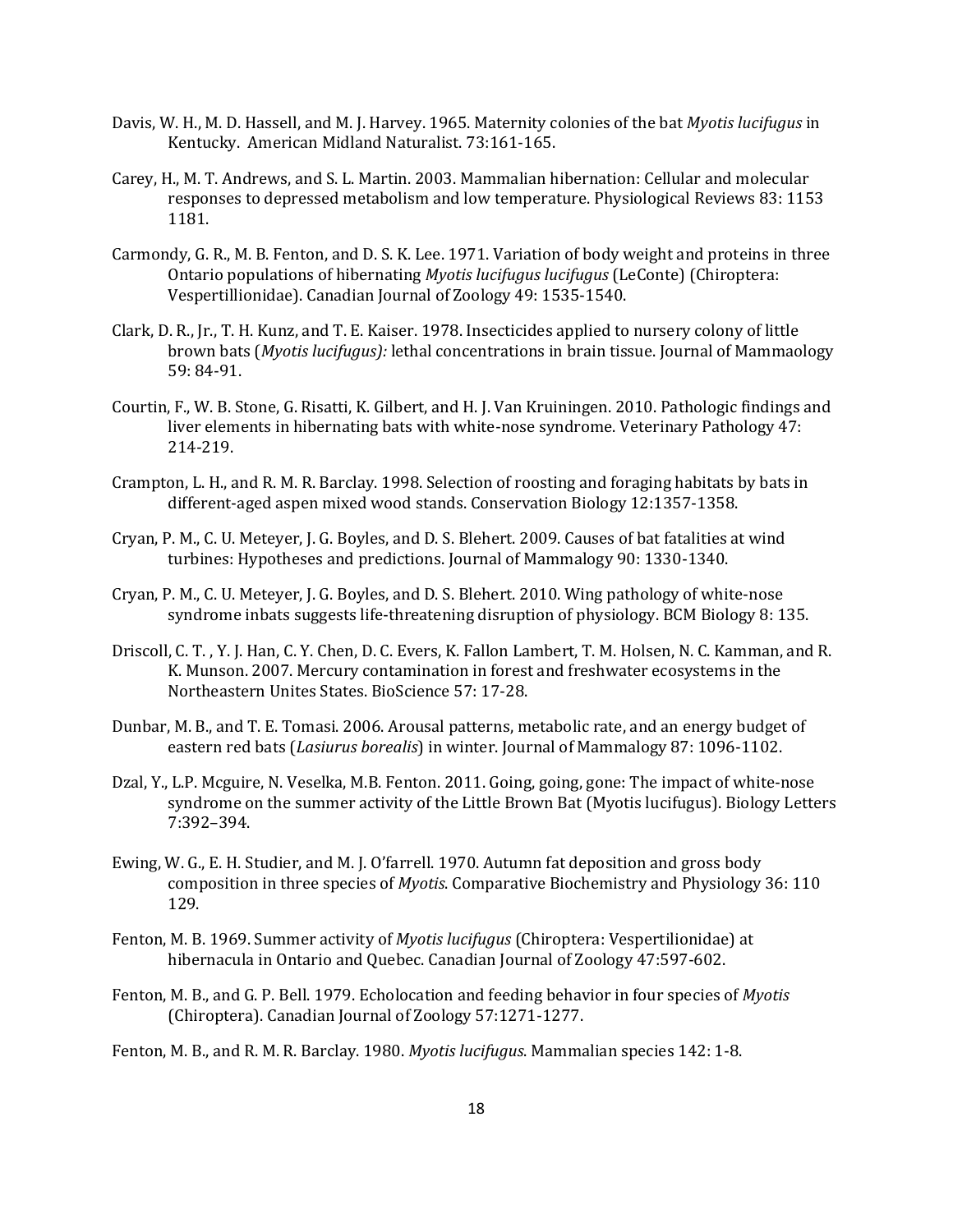Davis, W. H., M. D. Hassell, and M. J. Harvey. 1965. Maternity colonies of the bat *Myotis lucifugus* in Kentucky. American Midland Naturalist. 73:161-165.

Carey, H., M. T. Andrews, and S. L. Martin. 2003. Mammalian hibernation: Cellular and molecular responses to depressed metabolism and low temperature. Physiological Reviews 83: 1153 1181.

Carmondy, G. R., M. B. Fenton, and D. S. K. Lee. 1971. Variation of body weight and proteins in three Ontario populations of hibernating *Myotis lucifugus lucifugus* (LeConte) (Chiroptera: Vespertillionidae). Canadian Journal of Zoology 49: 1535-1540.

Clark, D. R., Jr., T. H. Kunz, and T. E. Kaiser. 1978. Insecticides applied to nursery colony of little brown bats (*Myotis lucifugus):* lethal concentrations in brain tissue. Journal of Mammaology 59: 84-91.

Courtin, F., W. B. Stone, G. Risatti, K. Gilbert, and H. J. Van Kruiningen. 2010. Pathologic findings and liver elements in hibernating bats with white-nose syndrome. Veterinary Pathology 47: 214-219.

Crampton, L. H., and R. M. R. Barclay. 1998. Selection of roosting and foraging habitats by bats in different-aged aspen mixed wood stands. Conservation Biology 12:1357-1358.

Cryan, P. M., C. U. Meteyer, J. G. Boyles, and D. S. Blehert. 2009. Causes of bat fatalities at wind turbines: Hypotheses and predictions. Journal of Mammalogy 90: 1330-1340.

Cryan, P. M., C. U. Meteyer, J. G. Boyles, and D. S. Blehert. 2010. Wing pathology of white-nose syndrome inbats suggests life-threatening disruption of physiology. BCM Biology 8: 135.

Driscoll, C. T. , Y. J. Han, C. Y. Chen, D. C. Evers, K. Fallon Lambert, T. M. Holsen, N. C. Kamman, and R. K. Munson. 2007. Mercury contamination in forest and freshwater ecosystems in the Northeastern Unites States. BioScience 57: 17-28.

Dunbar, M. B., and T. E. Tomasi. 2006. Arousal patterns, metabolic rate, and an energy budget of eastern red bats (*Lasiurus borealis*) in winter. Journal of Mammalogy 87: 1096-1102.

Dzal, Y., L.P. Mcguire, N. Veselka, M.B. Fenton. 2011. Going, going, gone: The impact of white-nose syndrome on the summer activity of the Little Brown Bat (Myotis lucifugus). Biology Letters 7:392–394.

Ewing, W. G., E. H. Studier, and M. J. O'farrell. 1970. Autumn fat deposition and gross body composition in three species of *Myotis*. Comparative Biochemistry and Physiology 36: 110 129.

Fenton, M. B. 1969. Summer activity of *Myotis lucifugus* (Chiroptera: Vespertilionidae) at hibernacula in Ontario and Quebec. Canadian Journal of Zoology 47:597-602.

Fenton, M. B., and G. P. Bell. 1979. Echolocation and feeding behavior in four species of *Myotis* (Chiroptera). Canadian Journal of Zoology 57:1271-1277.

Fenton, M. B., and R. M. R. Barclay. 1980. *Myotis lucifugus*. Mammalian species 142: 1-8.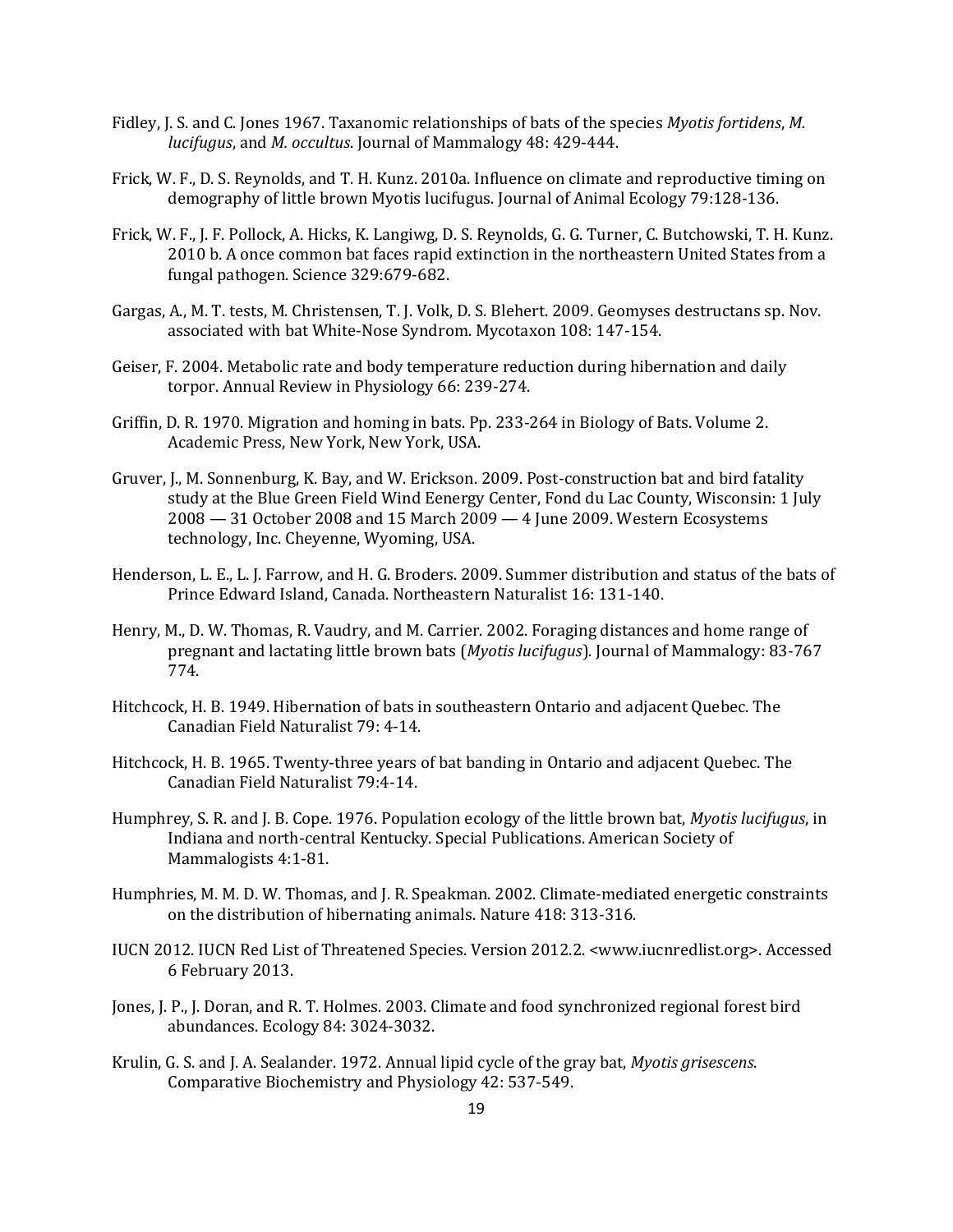Fidley, J. S. and C. Jones 1967. Taxanomic relationships of bats of the species *Myotis fortidens*, *M. lucifugus*, and *M. occultus*. Journal of Mammalogy 48: 429-444.

Frick, W. F., D. S. Reynolds, and T. H. Kunz. 2010a. Influence on climate and reproductive timing on demography of little brown Myotis lucifugus. Journal of Animal Ecology 79:128-136.

Frick, W. F., J. F. Pollock, A. Hicks, K. Langiwg, D. S. Reynolds, G. G. Turner, C. Butchowski, T. H. Kunz. 2010 b. A once common bat faces rapid extinction in the northeastern United States from a fungal pathogen. Science 329:679-682.

Gargas, A., M. T. tests, M. Christensen, T. J. Volk, D. S. Blehert. 2009. Geomyses destructans sp. Nov. associated with bat White-Nose Syndrom. Mycotaxon 108: 147-154.

Geiser, F. 2004. Metabolic rate and body temperature reduction during hibernation and daily torpor. Annual Review in Physiology 66: 239-274.

Griffin, D. R. 1970. Migration and homing in bats. Pp. 233-264 in Biology of Bats. Volume 2. Academic Press, New York, New York, USA.

Gruver, J., M. Sonnenburg, K. Bay, and W. Erickson. 2009. Post-construction bat and bird fatality study at the Blue Green Field Wind Eenergy Center, Fond du Lac County, Wisconsin: 1 July 2008 — 31 October 2008 and 15 March 2009 — 4 June 2009. Western Ecosystems technology, Inc. Cheyenne, Wyoming, USA.

Henderson, L. E., L. J. Farrow, and H. G. Broders. 2009. Summer distribution and status of the bats of Prince Edward Island, Canada. Northeastern Naturalist 16: 131-140.

Henry, M., D. W. Thomas, R. Vaudry, and M. Carrier. 2002. Foraging distances and home range of pregnant and lactating little brown bats (*Myotis lucifugus*). Journal of Mammalogy: 83-767 774.

Hitchcock, H. B. 1949. Hibernation of bats in southeastern Ontario and adjacent Quebec. The Canadian Field Naturalist 79: 4-14.

Hitchcock, H. B. 1965. Twenty-three years of bat banding in Ontario and adjacent Quebec. The Canadian Field Naturalist 79:4-14.

Humphrey, S. R. and J. B. Cope. 1976. Population ecology of the little brown bat, *Myotis lucifugus*, in Indiana and north-central Kentucky. Special Publications. American Society of Mammalogists 4:1-81.

Humphries, M. M. D. W. Thomas, and J. R. Speakman. 2002. Climate-mediated energetic constraints on the distribution of hibernating animals. Nature 418: 313-316.

IUCN 2012. IUCN Red List of Threatened Species. Version 2012.2. <www.iucnredlist.org>. Accessed 6 February 2013.

Jones, J. P., J. Doran, and R. T. Holmes. 2003. Climate and food synchronized regional forest bird abundances. Ecology 84: 3024-3032.

Krulin, G. S. and J. A. Sealander. 1972. Annual lipid cycle of the gray bat, *Myotis grisescens*. Comparative Biochemistry and Physiology 42: 537-549.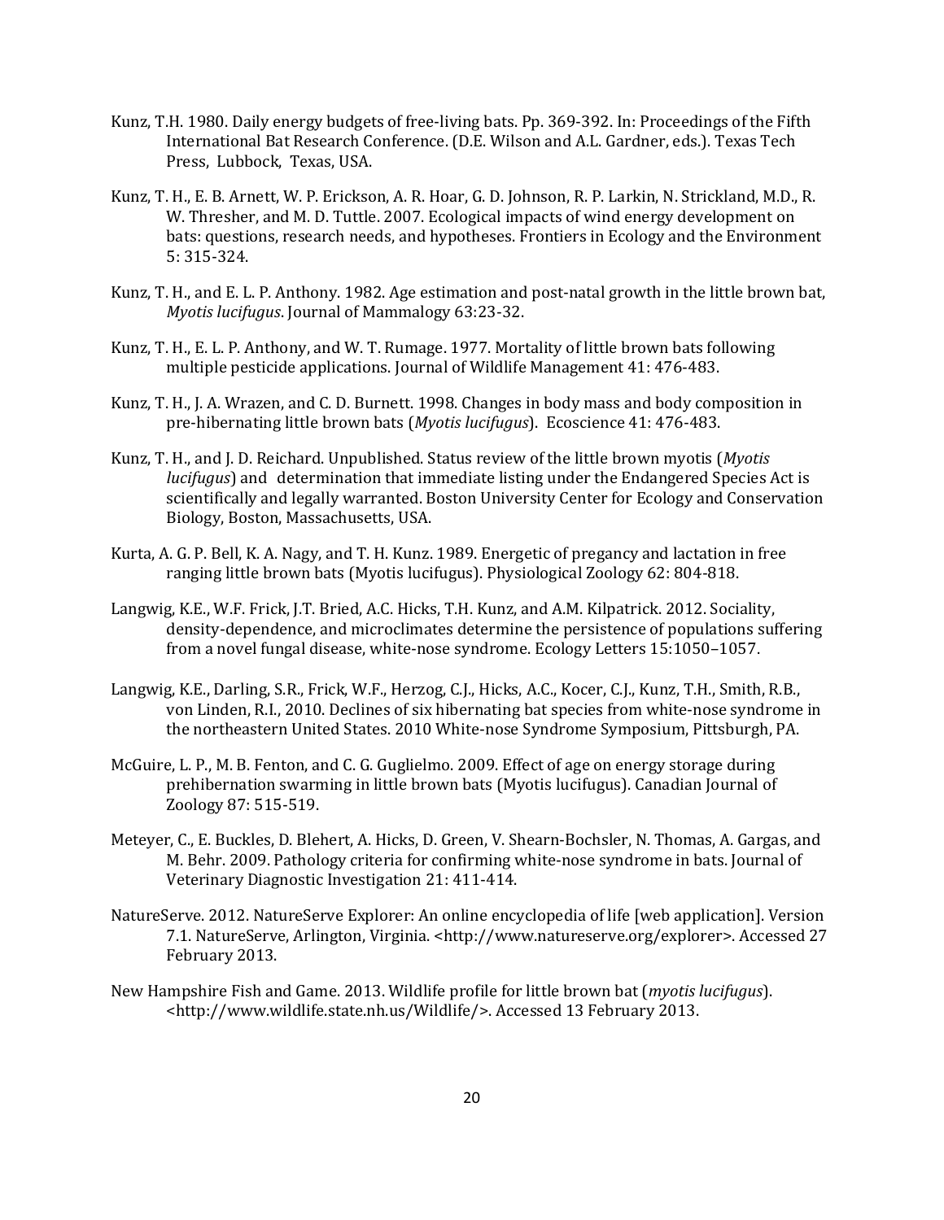Kunz, T.H. 1980. Daily energy budgets of free-living bats. Pp. 369-392. In: Proceedings of the Fifth International Bat Research Conference. (D.E. Wilson and A.L. Gardner, eds.). Texas Tech Press, Lubbock, Texas, USA.

Kunz, T. H., E. B. Arnett, W. P. Erickson, A. R. Hoar, G. D. Johnson, R. P. Larkin, N. Strickland, M.D., R. W. Thresher, and M. D. Tuttle. 2007. Ecological impacts of wind energy development on bats: questions, research needs, and hypotheses. Frontiers in Ecology and the Environment 5: 315-324.

Kunz, T. H., and E. L. P. Anthony. 1982. Age estimation and post-natal growth in the little brown bat, *Myotis lucifugus*. Journal of Mammalogy 63:23-32.

Kunz, T. H., E. L. P. Anthony, and W. T. Rumage. 1977. Mortality of little brown bats following multiple pesticide applications. Journal of Wildlife Management 41: 476-483.

Kunz, T. H., J. A. Wrazen, and C. D. Burnett. 1998. Changes in body mass and body composition in pre-hibernating little brown bats (*Myotis lucifugus*). Ecoscience 41: 476-483.

Kunz, T. H., and J. D. Reichard. Unpublished. Status review of the little brown myotis (*Myotis lucifugus*) and determination that immediate listing under the Endangered Species Act is scientifically and legally warranted. Boston University Center for Ecology and Conservation Biology, Boston, Massachusetts, USA.

Kurta, A. G. P. Bell, K. A. Nagy, and T. H. Kunz. 1989. Energetic of pregancy and lactation in free ranging little brown bats (Myotis lucifugus). Physiological Zoology 62: 804-818.

Langwig, K.E., W.F. Frick, J.T. Bried, A.C. Hicks, T.H. Kunz, and A.M. Kilpatrick. 2012. Sociality, density-dependence, and microclimates determine the persistence of populations suffering from a novel fungal disease, white-nose syndrome. Ecology Letters 15:1050–1057.

Langwig, K.E., Darling, S.R., Frick, W.F., Herzog, C.J., Hicks, A.C., Kocer, C.J., Kunz, T.H., Smith, R.B., von Linden, R.I., 2010. Declines of six hibernating bat species from white-nose syndrome in the northeastern United States. 2010 White-nose Syndrome Symposium, Pittsburgh, PA.

McGuire, L. P., M. B. Fenton, and C. G. Guglielmo. 2009. Effect of age on energy storage during prehibernation swarming in little brown bats (Myotis lucifugus). Canadian Journal of Zoology 87: 515-519.

Meteyer, C., E. Buckles, D. Blehert, A. Hicks, D. Green, V. Shearn-Bochsler, N. Thomas, A. Gargas, and M. Behr. 2009. Pathology criteria for confirming white-nose syndrome in bats. Journal of Veterinary Diagnostic Investigation 21: 411-414.

NatureServe. 2012. NatureServe Explorer: An online encyclopedia of life [web application]. Version 7.1. NatureServe, Arlington, Virginia. <http://www.natureserve.org/explorer>. Accessed 27 February 2013.

New Hampshire Fish and Game. 2013. Wildlife profile for little brown bat (*myotis lucifugus*). <http://www.wildlife.state.nh.us/Wildlife/>. Accessed 13 February 2013.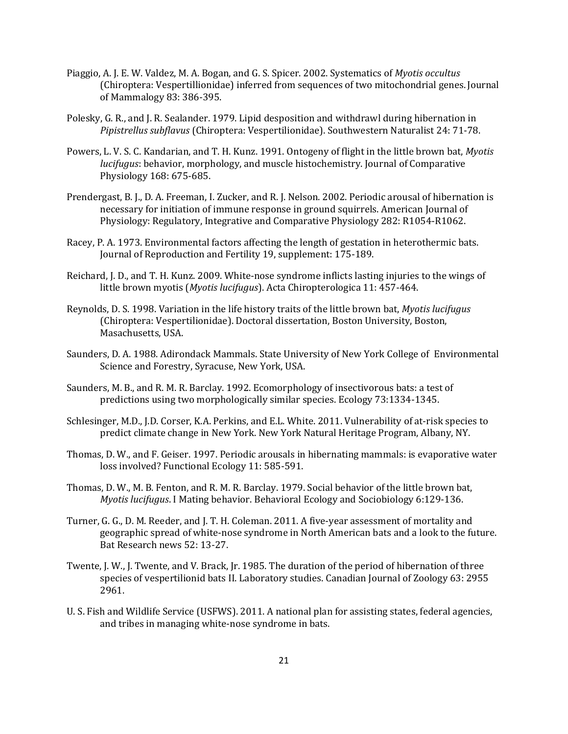Piaggio, A. J. E. W. Valdez, M. A. Bogan, and G. S. Spicer. 2002. Systematics of *Myotis occultus* (Chiroptera: Vespertillionidae) inferred from sequences of two mitochondrial genes. Journal of Mammalogy 83: 386-395.

Polesky, G. R., and J. R. Sealander. 1979. Lipid desposition and withdrawl during hibernation in *Pipistrellus subflavus* (Chiroptera: Vespertilionidae). Southwestern Naturalist 24: 71-78.

Powers, L. V. S. C. Kandarian, and T. H. Kunz. 1991. Ontogeny of flight in the little brown bat, *Myotis lucifugus*: behavior, morphology, and muscle histochemistry. Journal of Comparative Physiology 168: 675-685.

Prendergast, B. J., D. A. Freeman, I. Zucker, and R. J. Nelson. 2002. Periodic arousal of hibernation is necessary for initiation of immune response in ground squirrels. American Journal of Physiology: Regulatory, Integrative and Comparative Physiology 282: R1054-R1062.

Racey, P. A. 1973. Environmental factors affecting the length of gestation in heterothermic bats. Journal of Reproduction and Fertility 19, supplement: 175-189.

Reichard, J. D., and T. H. Kunz. 2009. White-nose syndrome inflicts lasting injuries to the wings of little brown myotis (*Myotis lucifugus*). Acta Chiropterologica 11: 457-464.

Reynolds, D. S. 1998. Variation in the life history traits of the little brown bat, *Myotis lucifugus* (Chiroptera: Vespertilionidae). Doctoral dissertation, Boston University, Boston, Masachusetts, USA.

Saunders, D. A. 1988. Adirondack Mammals. State University of New York College of Environmental Science and Forestry, Syracuse, New York, USA.

Saunders, M. B., and R. M. R. Barclay. 1992. Ecomorphology of insectivorous bats: a test of predictions using two morphologically similar species. Ecology 73:1334-1345.

Schlesinger, M.D., J.D. Corser, K.A. Perkins, and E.L. White. 2011. Vulnerability of at-risk species to predict climate change in New York. New York Natural Heritage Program, Albany, NY.

Thomas, D. W., and F. Geiser. 1997. Periodic arousals in hibernating mammals: is evaporative water loss involved? Functional Ecology 11: 585-591.

Thomas, D. W., M. B. Fenton, and R. M. R. Barclay. 1979. Social behavior of the little brown bat, *Myotis lucifugus*. I Mating behavior. Behavioral Ecology and Sociobiology 6:129-136.

Turner, G. G., D. M. Reeder, and J. T. H. Coleman. 2011. A five-year assessment of mortality and geographic spread of white-nose syndrome in North American bats and a look to the future. Bat Research news 52: 13-27.

Twente, J. W., J. Twente, and V. Brack, Jr. 1985. The duration of the period of hibernation of three species of vespertilionid bats II. Laboratory studies. Canadian Journal of Zoology 63: 2955 2961.

U. S. Fish and Wildlife Service (USFWS). 2011. A national plan for assisting states, federal agencies, and tribes in managing white-nose syndrome in bats.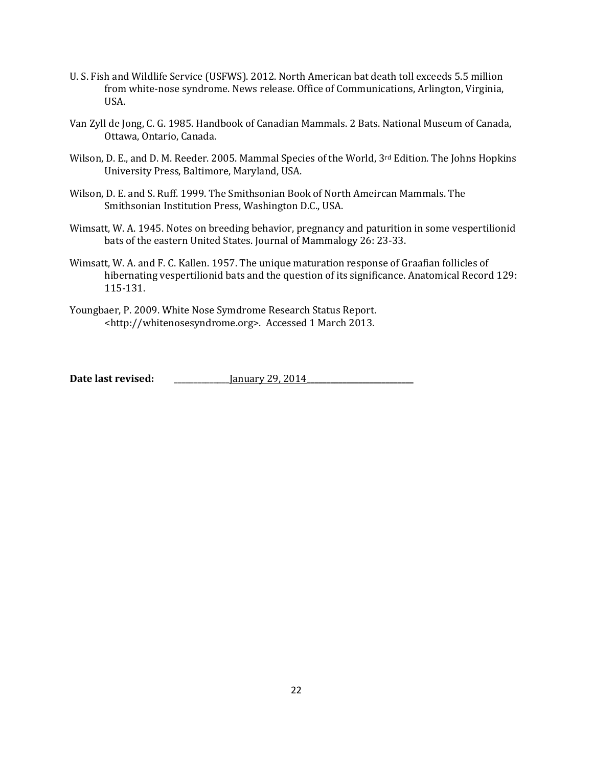U. S. Fish and Wildlife Service (USFWS). 2012. North American bat death toll exceeds 5.5 million from white-nose syndrome. News release. Office of Communications, Arlington, Virginia, USA.

Van Zyll de Jong, C. G. 1985. Handbook of Canadian Mammals. 2 Bats. National Museum of Canada, Ottawa, Ontario, Canada.

Wilson, D. E., and D. M. Reeder. 2005. Mammal Species of the World, 3rd Edition. The Johns Hopkins University Press, Baltimore, Maryland, USA.

Wilson, D. E. and S. Ruff. 1999. The Smithsonian Book of North Ameircan Mammals. The Smithsonian Institution Press, Washington D.C., USA.

Wimsatt, W. A. 1945. Notes on breeding behavior, pregnancy and paturition in some vespertilionid bats of the eastern United States. Journal of Mammalogy 26: 23-33.

Wimsatt, W. A. and F. C. Kallen. 1957. The unique maturation response of Graafian follicles of hibernating vespertilionid bats and the question of its significance. Anatomical Record 129: 115-131.

Youngbaer, P. 2009. White Nose Symdrome Research Status Report. <http://whitenosesyndrome.org>. Accessed 1 March 2013.

**Date last revised:** January 29, 2014